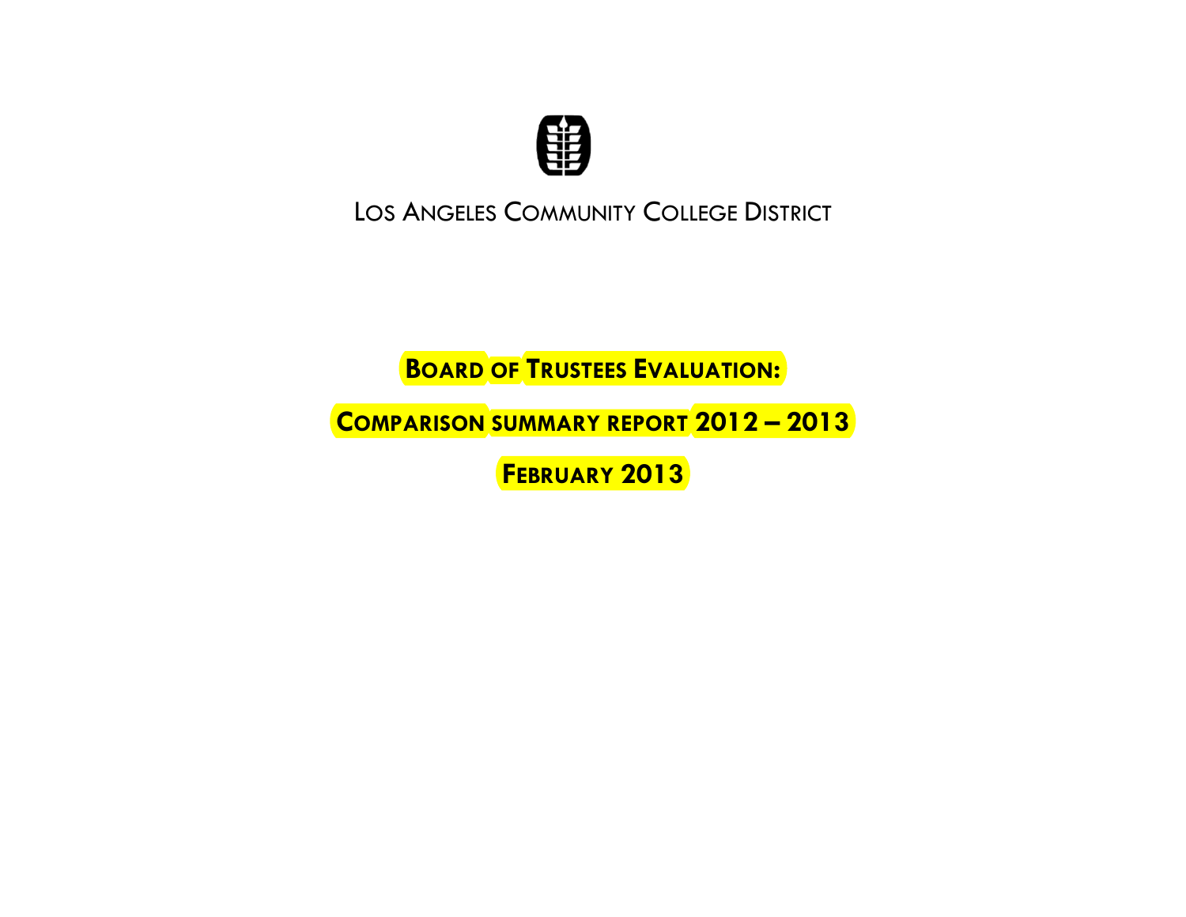LOS ANGELES COMMUNITY COLLEGE DISTRICT

# BOARD OF TRUSTEES EVALUATION:

## COMPARISON SUMMARY REPORT 2012 – 2013

## FEBRUARY 2013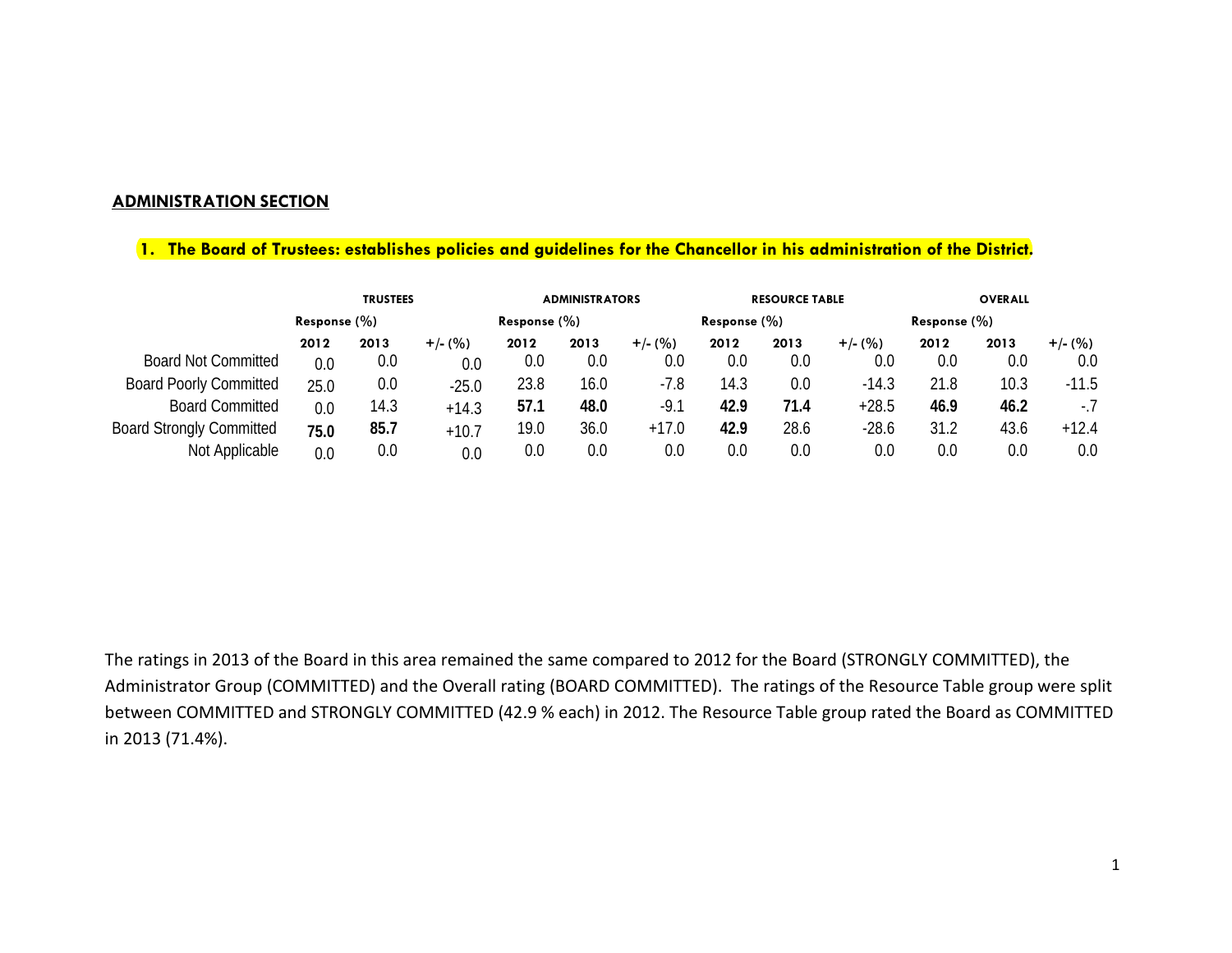## ADMINISTRATION SECTION

### 1. The Board of Trustees: establishes policies and guidelines for the Chancellor in his administration of the District.

| | TRUSTEES | | | ADMINISTRATORS | | | RESOURCE TABLE | | | OVERALL | | |
|---|---|---|---|---|---|---|---|---|---|---|---|---|
| | Response (%) | | | Response (%) | | | Response (%) | | | Response (%) | | |
| | 2012 | 2013 | +/- (%) | 2012 | 2013 | +/- (%) | 2012 | 2013 | +/- (%) | 2012 | 2013 | +/- (%) |
| Board Not Committed | 0.0 | 0.0 | 0.0 | 0.0 | 0.0 | 0.0 | 0.0 | 0.0 | 0.0 | 0.0 | 0.0 | 0.0 |
| Board Poorly Committed | 25.0 | 0.0 | -25.0 | 23.8 | 16.0 | -7.8 | 14.3 | 0.0 | -14.3 | 21.8 | 10.3 | -11.5 |
| Board Committed | 0.0 | 14.3 | +14.3 | **57.1** | **48.0** | -9.1 | **42.9** | **71.4** | +28.5 | **46.9** | **46.2** | -.7 |
| Board Strongly Committed | **75.0** | **85.7** | +10.7 | 19.0 | 36.0 | +17.0 | **42.9** | 28.6 | -28.6 | 31.2 | 43.6 | +12.4 |
| Not Applicable | 0.0 | 0.0 | 0.0 | 0.0 | 0.0 | 0.0 | 0.0 | 0.0 | 0.0 | 0.0 | 0.0 | 0.0 |

The ratings in 2013 of the Board in this area remained the same compared to 2012 for the Board (STRONGLY COMMITTED), the Administrator Group (COMMITTED) and the Overall rating (BOARD COMMITTED). The ratings of the Resource Table group were split between COMMITTED and STRONGLY COMMITTED (42.9 % each) in 2012. The Resource Table group rated the Board as COMMITTED in 2013 (71.4%).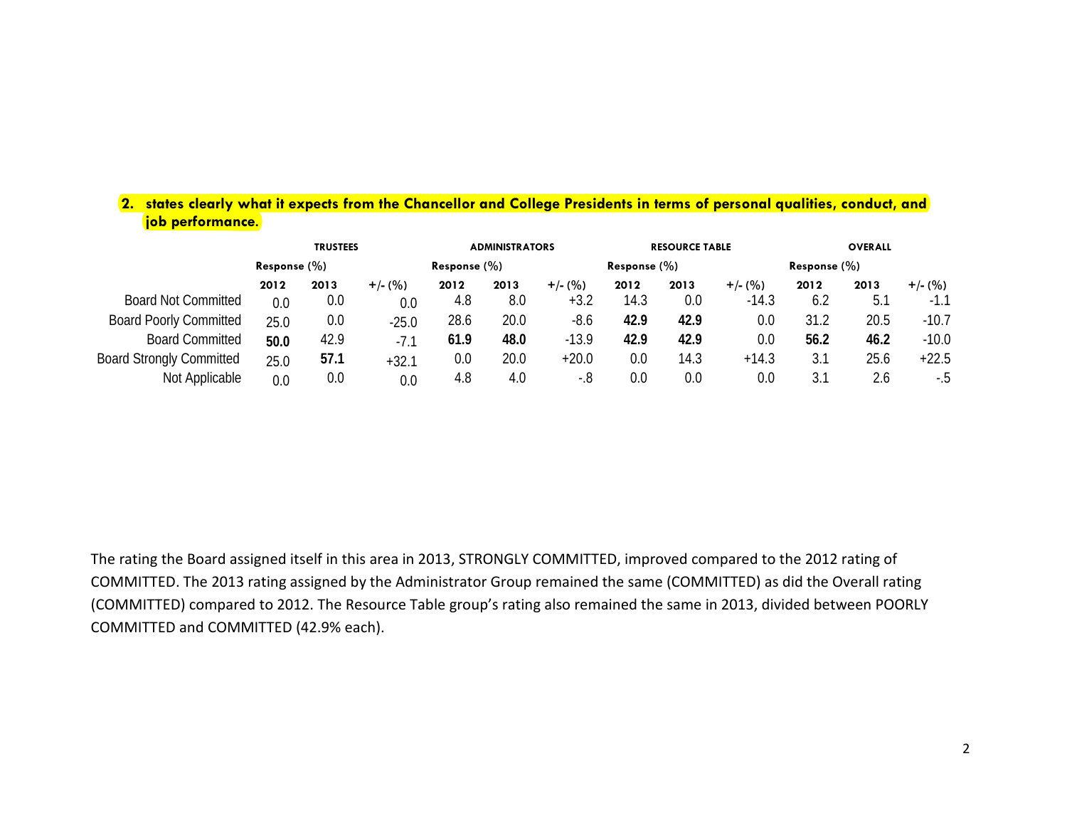**2. states clearly what it expects from the Chancellor and College Presidents in terms of personal qualities, conduct, and job performance.**

| | TRUSTEES | | | ADMINISTRATORS | | | RESOURCE TABLE | | | OVERALL | | |
|---|---|---|---|---|---|---|---|---|---|---|---|---|
| | Response (%) | | | Response (%) | | | Response (%) | | | Response (%) | | |
| | 2012 | 2013 | +/- (%) | 2012 | 2013 | +/- (%) | 2012 | 2013 | +/- (%) | 2012 | 2013 | +/- (%) |
| Board Not Committed | 0.0 | 0.0 | 0.0 | 4.8 | 8.0 | +3.2 | 14.3 | 0.0 | -14.3 | 6.2 | 5.1 | -1.1 |
| Board Poorly Committed | 25.0 | 0.0 | -25.0 | 28.6 | 20.0 | -8.6 | **42.9** | **42.9** | 0.0 | 31.2 | 20.5 | -10.7 |
| Board Committed | **50.0** | 42.9 | -7.1 | **61.9** | **48.0** | -13.9 | **42.9** | **42.9** | 0.0 | **56.2** | **46.2** | -10.0 |
| Board Strongly Committed | 25.0 | **57.1** | +32.1 | 0.0 | 20.0 | +20.0 | 0.0 | 14.3 | +14.3 | 3.1 | 25.6 | +22.5 |
| Not Applicable | 0.0 | 0.0 | 0.0 | 4.8 | 4.0 | -.8 | 0.0 | 0.0 | 0.0 | 3.1 | 2.6 | -.5 |

The rating the Board assigned itself in this area in 2013, STRONGLY COMMITTED, improved compared to the 2012 rating of COMMITTED. The 2013 rating assigned by the Administrator Group remained the same (COMMITTED) as did the Overall rating (COMMITTED) compared to 2012. The Resource Table group's rating also remained the same in 2013, divided between POORLY COMMITTED and COMMITTED (42.9% each).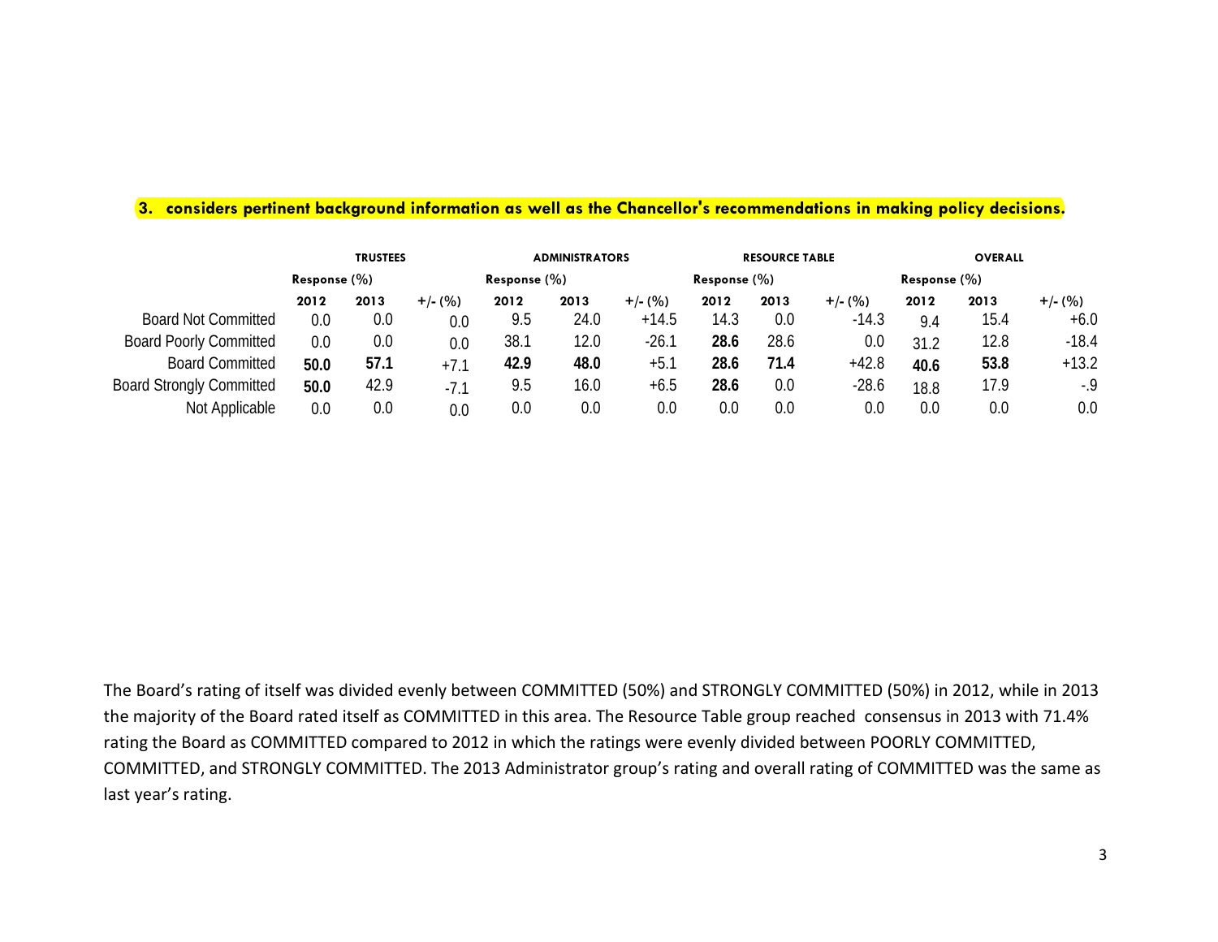**3. considers pertinent background information as well as the Chancellor's recommendations in making policy decisions.**

| | TRUSTEES | | | ADMINISTRATORS | | | RESOURCE TABLE | | | OVERALL | | |
|---|---|---|---|---|---|---|---|---|---|---|---|---|
| | Response (%) | | | Response (%) | | | Response (%) | | | Response (%) | | |
| | 2012 | 2013 | +/- (%) | 2012 | 2013 | +/- (%) | 2012 | 2013 | +/- (%) | 2012 | 2013 | +/- (%) |
| Board Not Committed | 0.0 | 0.0 | 0.0 | 9.5 | 24.0 | +14.5 | 14.3 | 0.0 | -14.3 | 9.4 | 15.4 | +6.0 |
| Board Poorly Committed | 0.0 | 0.0 | 0.0 | 38.1 | 12.0 | -26.1 | **28.6** | 28.6 | 0.0 | 31.2 | 12.8 | -18.4 |
| Board Committed | **50.0** | **57.1** | +7.1 | **42.9** | **48.0** | +5.1 | **28.6** | **71.4** | +42.8 | **40.6** | **53.8** | +13.2 |
| Board Strongly Committed | **50.0** | 42.9 | -7.1 | 9.5 | 16.0 | +6.5 | **28.6** | 0.0 | -28.6 | 18.8 | 17.9 | -.9 |
| Not Applicable | 0.0 | 0.0 | 0.0 | 0.0 | 0.0 | 0.0 | 0.0 | 0.0 | 0.0 | 0.0 | 0.0 | 0.0 |

The Board's rating of itself was divided evenly between COMMITTED (50%) and STRONGLY COMMITTED (50%) in 2012, while in 2013 the majority of the Board rated itself as COMMITTED in this area. The Resource Table group reached consensus in 2013 with 71.4% rating the Board as COMMITTED compared to 2012 in which the ratings were evenly divided between POORLY COMMITTED, COMMITTED, and STRONGLY COMMITTED. The 2013 Administrator group's rating and overall rating of COMMITTED was the same as last year's rating.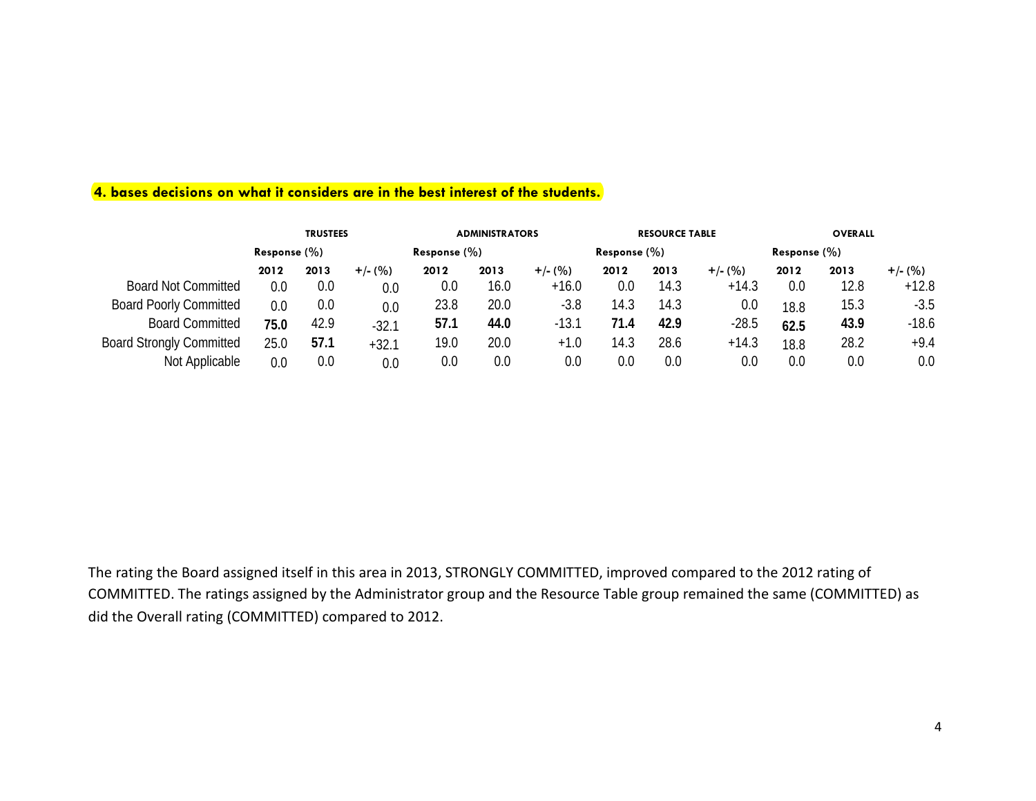**4. bases decisions on what it considers are in the best interest of the students.**

| | TRUSTEES | | | ADMINISTRATORS | | | RESOURCE TABLE | | | OVERALL | | |
|---|---|---|---|---|---|---|---|---|---|---|---|---|
| | Response (%) | | | Response (%) | | | Response (%) | | | Response (%) | | |
| | 2012 | 2013 | +/- (%) | 2012 | 2013 | +/- (%) | 2012 | 2013 | +/- (%) | 2012 | 2013 | +/- (%) |
| Board Not Committed | 0.0 | 0.0 | 0.0 | 0.0 | 16.0 | +16.0 | 0.0 | 14.3 | +14.3 | 0.0 | 12.8 | +12.8 |
| Board Poorly Committed | 0.0 | 0.0 | 0.0 | 23.8 | 20.0 | -3.8 | 14.3 | 14.3 | 0.0 | 18.8 | 15.3 | -3.5 |
| Board Committed | **75.0** | 42.9 | -32.1 | **57.1** | **44.0** | -13.1 | **71.4** | **42.9** | -28.5 | **62.5** | **43.9** | -18.6 |
| Board Strongly Committed | 25.0 | **57.1** | +32.1 | 19.0 | 20.0 | +1.0 | 14.3 | 28.6 | +14.3 | 18.8 | 28.2 | +9.4 |
| Not Applicable | 0.0 | 0.0 | 0.0 | 0.0 | 0.0 | 0.0 | 0.0 | 0.0 | 0.0 | 0.0 | 0.0 | 0.0 |

The rating the Board assigned itself in this area in 2013, STRONGLY COMMITTED, improved compared to the 2012 rating of COMMITTED. The ratings assigned by the Administrator group and the Resource Table group remained the same (COMMITTED) as did the Overall rating (COMMITTED) compared to 2012.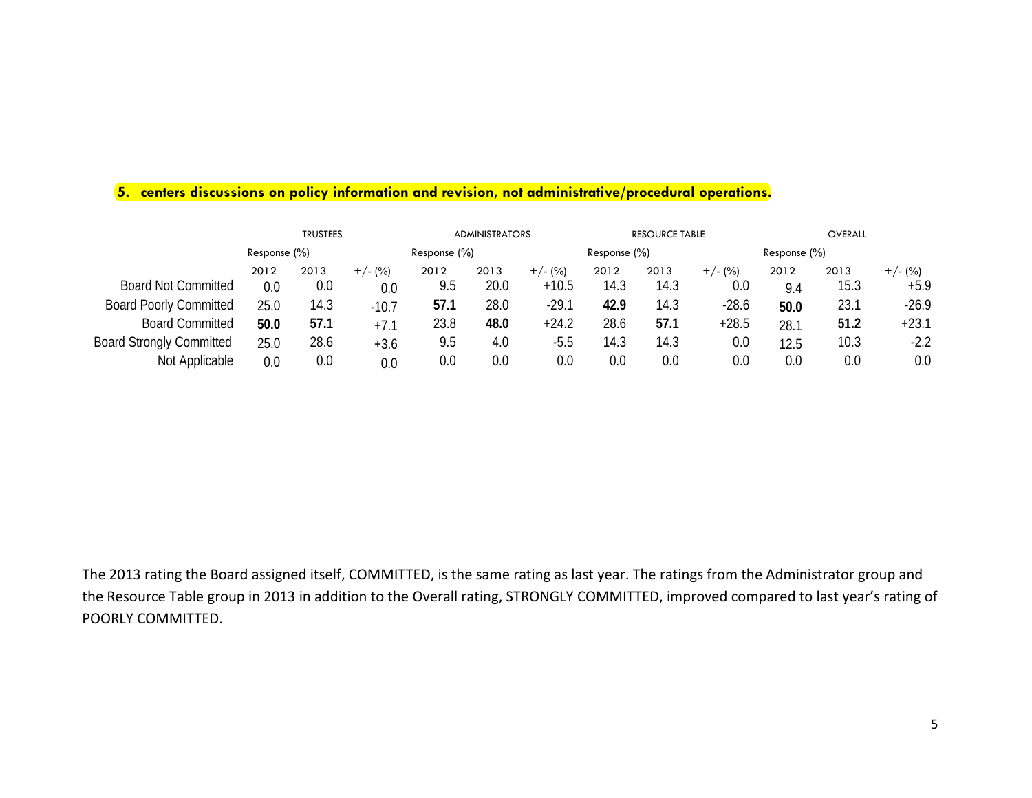**5. centers discussions on policy information and revision, not administrative/procedural operations.**

| | TRUSTEES | | | ADMINISTRATORS | | | RESOURCE TABLE | | | OVERALL | | |
|---|---|---|---|---|---|---|---|---|---|---|---|---|
| | Response (%) | | | Response (%) | | | Response (%) | | | Response (%) | | |
| | 2012 | 2013 | +/- (%) | 2012 | 2013 | +/- (%) | 2012 | 2013 | +/- (%) | 2012 | 2013 | +/- (%) |
| Board Not Committed | 0.0 | 0.0 | 0.0 | 9.5 | 20.0 | +10.5 | 14.3 | 14.3 | 0.0 | 9.4 | 15.3 | +5.9 |
| Board Poorly Committed | 25.0 | 14.3 | -10.7 | **57.1** | 28.0 | -29.1 | **42.9** | 14.3 | -28.6 | **50.0** | 23.1 | -26.9 |
| Board Committed | **50.0** | **57.1** | +7.1 | 23.8 | **48.0** | +24.2 | 28.6 | **57.1** | +28.5 | 28.1 | **51.2** | +23.1 |
| Board Strongly Committed | 25.0 | 28.6 | +3.6 | 9.5 | 4.0 | -5.5 | 14.3 | 14.3 | 0.0 | 12.5 | 10.3 | -2.2 |
| Not Applicable | 0.0 | 0.0 | 0.0 | 0.0 | 0.0 | 0.0 | 0.0 | 0.0 | 0.0 | 0.0 | 0.0 | 0.0 |

The 2013 rating the Board assigned itself, COMMITTED, is the same rating as last year. The ratings from the Administrator group and the Resource Table group in 2013 in addition to the Overall rating, STRONGLY COMMITTED, improved compared to last year's rating of POORLY COMMITTED.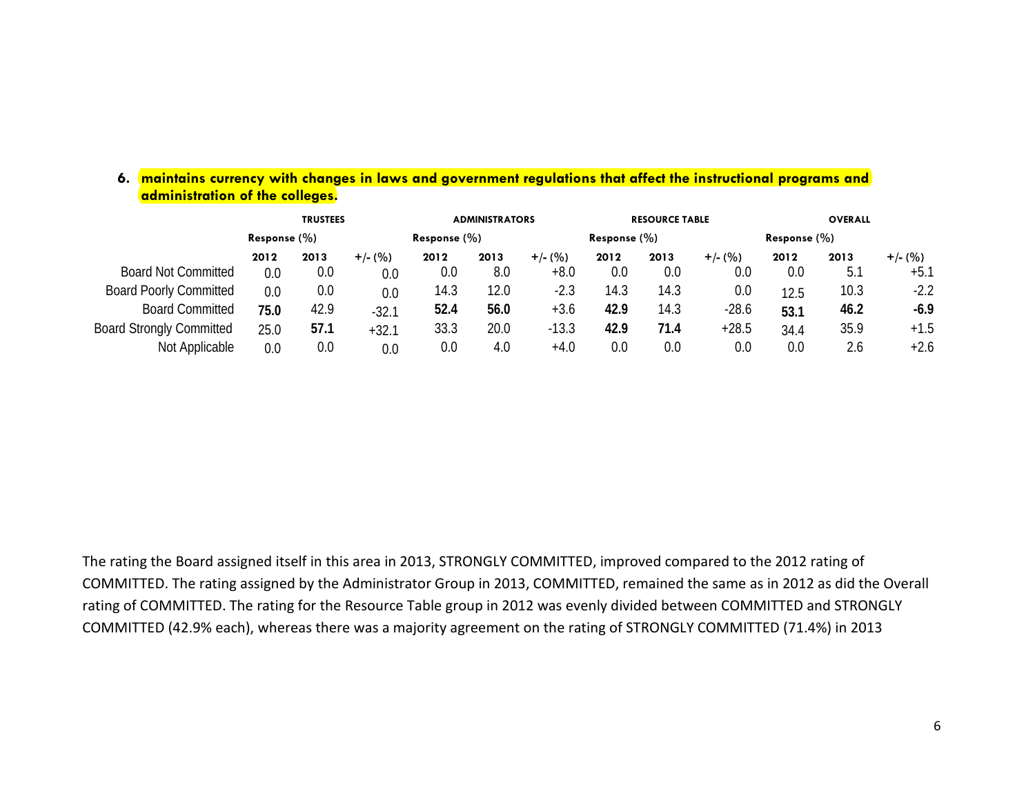6. **maintains currency with changes in laws and government regulations that affect the instructional programs and administration of the colleges.**

| | TRUSTEES | | | ADMINISTRATORS | | | RESOURCE TABLE | | | OVERALL | | |
|---|---|---|---|---|---|---|---|---|---|---|---|---|
| | Response (%) | | | Response (%) | | | Response (%) | | | Response (%) | | |
| | 2012 | 2013 | +/- (%) | 2012 | 2013 | +/- (%) | 2012 | 2013 | +/- (%) | 2012 | 2013 | +/- (%) |
| Board Not Committed | 0.0 | 0.0 | 0.0 | 0.0 | 8.0 | +8.0 | 0.0 | 0.0 | 0.0 | 0.0 | 5.1 | +5.1 |
| Board Poorly Committed | 0.0 | 0.0 | 0.0 | 14.3 | 12.0 | -2.3 | 14.3 | 14.3 | 0.0 | 12.5 | 10.3 | -2.2 |
| Board Committed | **75.0** | 42.9 | -32.1 | **52.4** | **56.0** | +3.6 | **42.9** | 14.3 | -28.6 | **53.1** | **46.2** | **-6.9** |
| Board Strongly Committed | 25.0 | **57.1** | +32.1 | 33.3 | 20.0 | -13.3 | **42.9** | **71.4** | +28.5 | 34.4 | 35.9 | +1.5 |
| Not Applicable | 0.0 | 0.0 | 0.0 | 0.0 | 4.0 | +4.0 | 0.0 | 0.0 | 0.0 | 0.0 | 2.6 | +2.6 |

The rating the Board assigned itself in this area in 2013, STRONGLY COMMITTED, improved compared to the 2012 rating of COMMITTED. The rating assigned by the Administrator Group in 2013, COMMITTED, remained the same as in 2012 as did the Overall rating of COMMITTED. The rating for the Resource Table group in 2012 was evenly divided between COMMITTED and STRONGLY COMMITTED (42.9% each), whereas there was a majority agreement on the rating of STRONGLY COMMITTED (71.4%) in 2013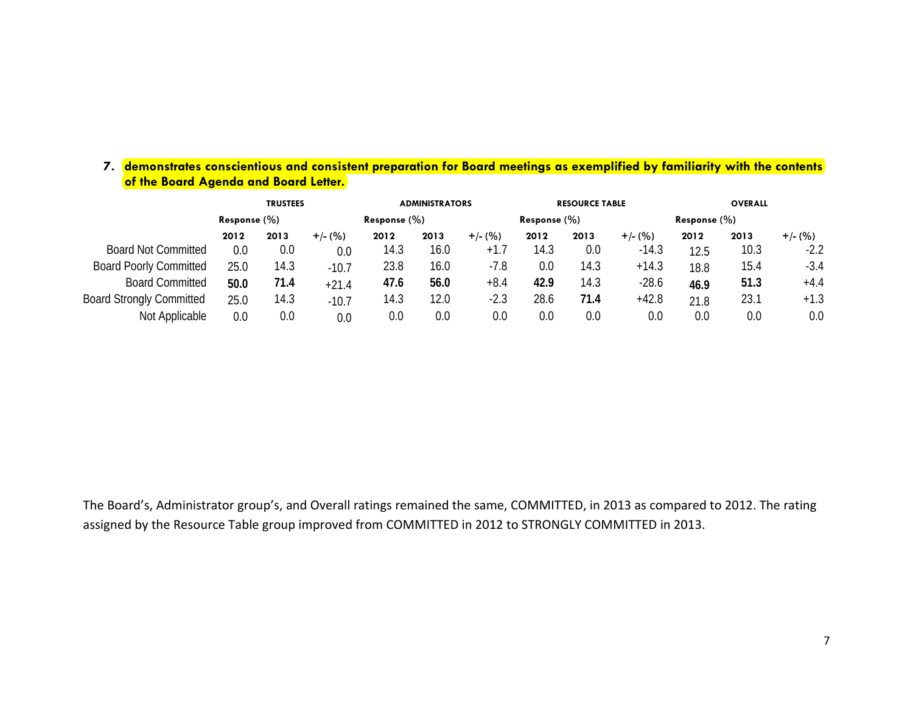**7. demonstrates conscientious and consistent preparation for Board meetings as exemplified by familiarity with the contents of the Board Agenda and Board Letter.**

| | TRUSTEES | | | ADMINISTRATORS | | | RESOURCE TABLE | | | OVERALL | | |
|---|---|---|---|---|---|---|---|---|---|---|---|---|
| | Response (%) | | | Response (%) | | | Response (%) | | | Response (%) | | |
| | 2012 | 2013 | +/- (%) | 2012 | 2013 | +/- (%) | 2012 | 2013 | +/- (%) | 2012 | 2013 | +/- (%) |
| Board Not Committed | 0.0 | 0.0 | 0.0 | 14.3 | 16.0 | +1.7 | 14.3 | 0.0 | -14.3 | 12.5 | 10.3 | -2.2 |
| Board Poorly Committed | 25.0 | 14.3 | -10.7 | 23.8 | 16.0 | -7.8 | 0.0 | 14.3 | +14.3 | 18.8 | 15.4 | -3.4 |
| Board Committed | **50.0** | **71.4** | +21.4 | **47.6** | **56.0** | +8.4 | **42.9** | 14.3 | -28.6 | **46.9** | **51.3** | +4.4 |
| Board Strongly Committed | 25.0 | 14.3 | -10.7 | 14.3 | 12.0 | -2.3 | 28.6 | **71.4** | +42.8 | 21.8 | 23.1 | +1.3 |
| Not Applicable | 0.0 | 0.0 | 0.0 | 0.0 | 0.0 | 0.0 | 0.0 | 0.0 | 0.0 | 0.0 | 0.0 | 0.0 |

The Board's, Administrator group's, and Overall ratings remained the same, COMMITTED, in 2013 as compared to 2012. The rating assigned by the Resource Table group improved from COMMITTED in 2012 to STRONGLY COMMITTED in 2013.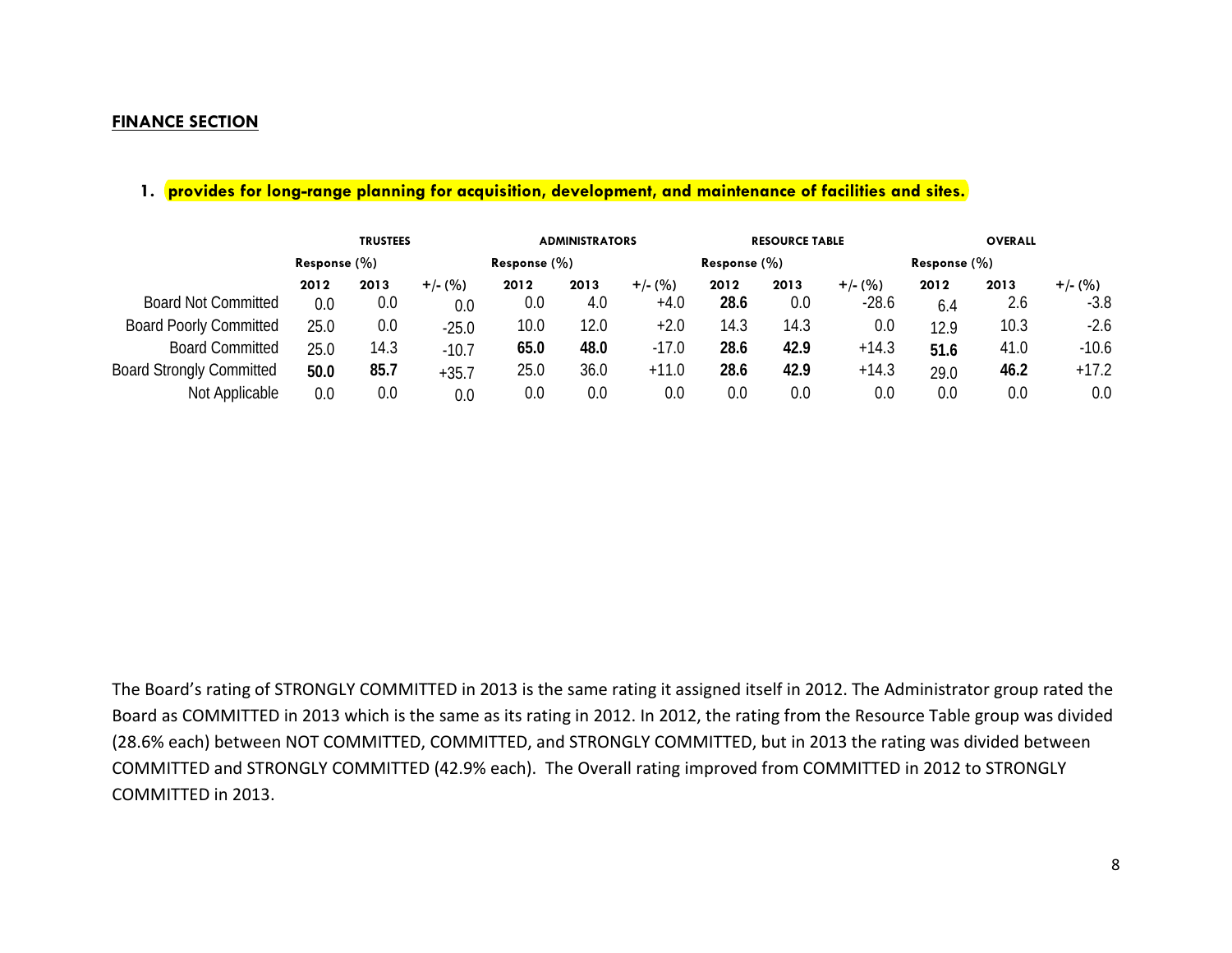## FINANCE SECTION

1. **provides for long-range planning for acquisition, development, and maintenance of facilities and sites.**

| | TRUSTEES | | | ADMINISTRATORS | | | RESOURCE TABLE | | | OVERALL | | |
|---|---|---|---|---|---|---|---|---|---|---|---|---|
| | Response (%) | | | Response (%) | | | Response (%) | | | Response (%) | | |
| | 2012 | 2013 | +/- (%) | 2012 | 2013 | +/- (%) | 2012 | 2013 | +/- (%) | 2012 | 2013 | +/- (%) |
| Board Not Committed | 0.0 | 0.0 | 0.0 | 0.0 | 4.0 | +4.0 | **28.6** | 0.0 | -28.6 | 6.4 | 2.6 | -3.8 |
| Board Poorly Committed | 25.0 | 0.0 | -25.0 | 10.0 | 12.0 | +2.0 | 14.3 | 14.3 | 0.0 | 12.9 | 10.3 | -2.6 |
| Board Committed | 25.0 | 14.3 | -10.7 | **65.0** | **48.0** | -17.0 | **28.6** | **42.9** | +14.3 | **51.6** | 41.0 | -10.6 |
| Board Strongly Committed | **50.0** | **85.7** | +35.7 | 25.0 | 36.0 | +11.0 | **28.6** | **42.9** | +14.3 | 29.0 | **46.2** | +17.2 |
| Not Applicable | 0.0 | 0.0 | 0.0 | 0.0 | 0.0 | 0.0 | 0.0 | 0.0 | 0.0 | 0.0 | 0.0 | 0.0 |

The Board's rating of STRONGLY COMMITTED in 2013 is the same rating it assigned itself in 2012. The Administrator group rated the Board as COMMITTED in 2013 which is the same as its rating in 2012. In 2012, the rating from the Resource Table group was divided (28.6% each) between NOT COMMITTED, COMMITTED, and STRONGLY COMMITTED, but in 2013 the rating was divided between COMMITTED and STRONGLY COMMITTED (42.9% each). The Overall rating improved from COMMITTED in 2012 to STRONGLY COMMITTED in 2013.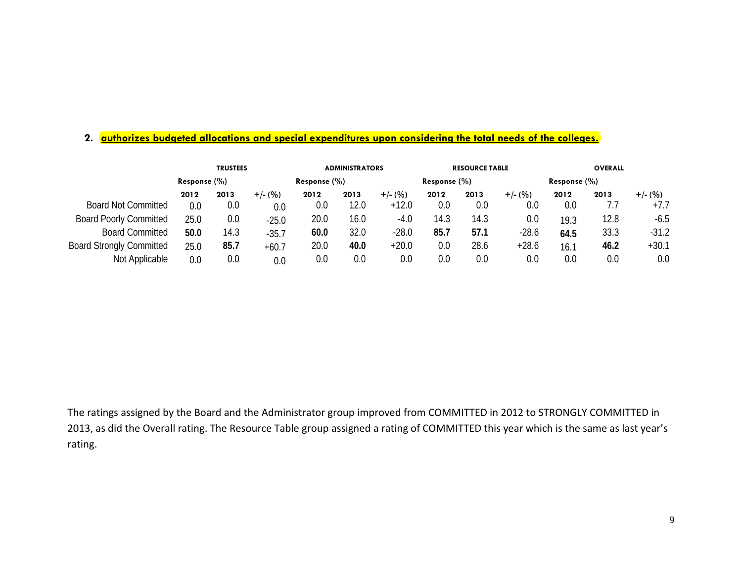**2. <u>authorizes budgeted allocations and special expenditures upon considering the total needs of the colleges.</u>**

| | TRUSTEES | | | ADMINISTRATORS | | | RESOURCE TABLE | | | OVERALL | | |
|---|---|---|---|---|---|---|---|---|---|---|---|---|
| | Response (%) | | | Response (%) | | | Response (%) | | | Response (%) | | |
| | 2012 | 2013 | +/- (%) | 2012 | 2013 | +/- (%) | 2012 | 2013 | +/- (%) | 2012 | 2013 | +/- (%) |
| Board Not Committed | 0.0 | 0.0 | 0.0 | 0.0 | 12.0 | +12.0 | 0.0 | 0.0 | 0.0 | 0.0 | 7.7 | +7.7 |
| Board Poorly Committed | 25.0 | 0.0 | -25.0 | 20.0 | 16.0 | -4.0 | 14.3 | 14.3 | 0.0 | 19.3 | 12.8 | -6.5 |
| Board Committed | **50.0** | 14.3 | -35.7 | **60.0** | 32.0 | -28.0 | **85.7** | **57.1** | -28.6 | **64.5** | 33.3 | -31.2 |
| Board Strongly Committed | 25.0 | **85.7** | +60.7 | 20.0 | **40.0** | +20.0 | 0.0 | 28.6 | +28.6 | 16.1 | **46.2** | +30.1 |
| Not Applicable | 0.0 | 0.0 | 0.0 | 0.0 | 0.0 | 0.0 | 0.0 | 0.0 | 0.0 | 0.0 | 0.0 | 0.0 |

The ratings assigned by the Board and the Administrator group improved from COMMITTED in 2012 to STRONGLY COMMITTED in 2013, as did the Overall rating. The Resource Table group assigned a rating of COMMITTED this year which is the same as last year's rating.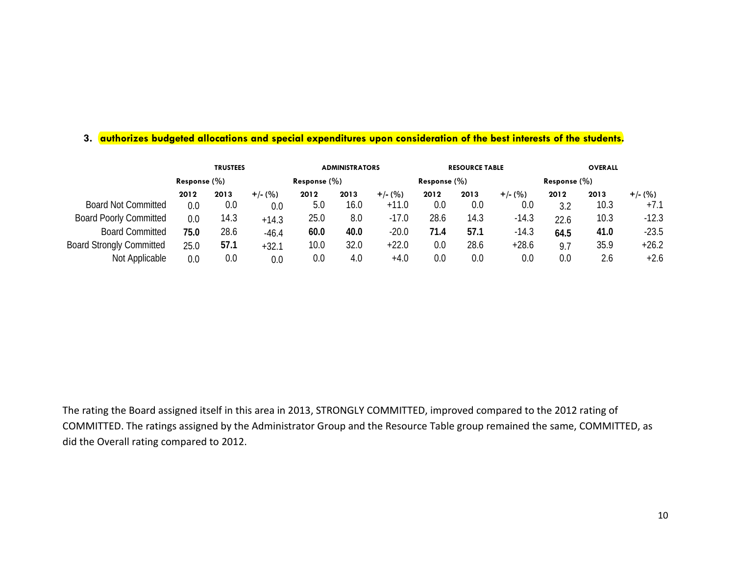**3. authorizes budgeted allocations and special expenditures upon consideration of the best interests of the students.**

| | TRUSTEES | | | ADMINISTRATORS | | | RESOURCE TABLE | | | OVERALL | | |
|---|---|---|---|---|---|---|---|---|---|---|---|---|
| | Response (%) | | | Response (%) | | | Response (%) | | | Response (%) | | |
| | 2012 | 2013 | +/- (%) | 2012 | 2013 | +/- (%) | 2012 | 2013 | +/- (%) | 2012 | 2013 | +/- (%) |
| Board Not Committed | 0.0 | 0.0 | 0.0 | 5.0 | 16.0 | +11.0 | 0.0 | 0.0 | 0.0 | 3.2 | 10.3 | +7.1 |
| Board Poorly Committed | 0.0 | 14.3 | +14.3 | 25.0 | 8.0 | -17.0 | 28.6 | 14.3 | -14.3 | 22.6 | 10.3 | -12.3 |
| Board Committed | **75.0** | 28.6 | -46.4 | **60.0** | **40.0** | -20.0 | **71.4** | **57.1** | -14.3 | **64.5** | **41.0** | -23.5 |
| Board Strongly Committed | 25.0 | **57.1** | +32.1 | 10.0 | 32.0 | +22.0 | 0.0 | 28.6 | +28.6 | 9.7 | 35.9 | +26.2 |
| Not Applicable | 0.0 | 0.0 | 0.0 | 0.0 | 4.0 | +4.0 | 0.0 | 0.0 | 0.0 | 0.0 | 2.6 | +2.6 |

The rating the Board assigned itself in this area in 2013, STRONGLY COMMITTED, improved compared to the 2012 rating of COMMITTED. The ratings assigned by the Administrator Group and the Resource Table group remained the same, COMMITTED, as did the Overall rating compared to 2012.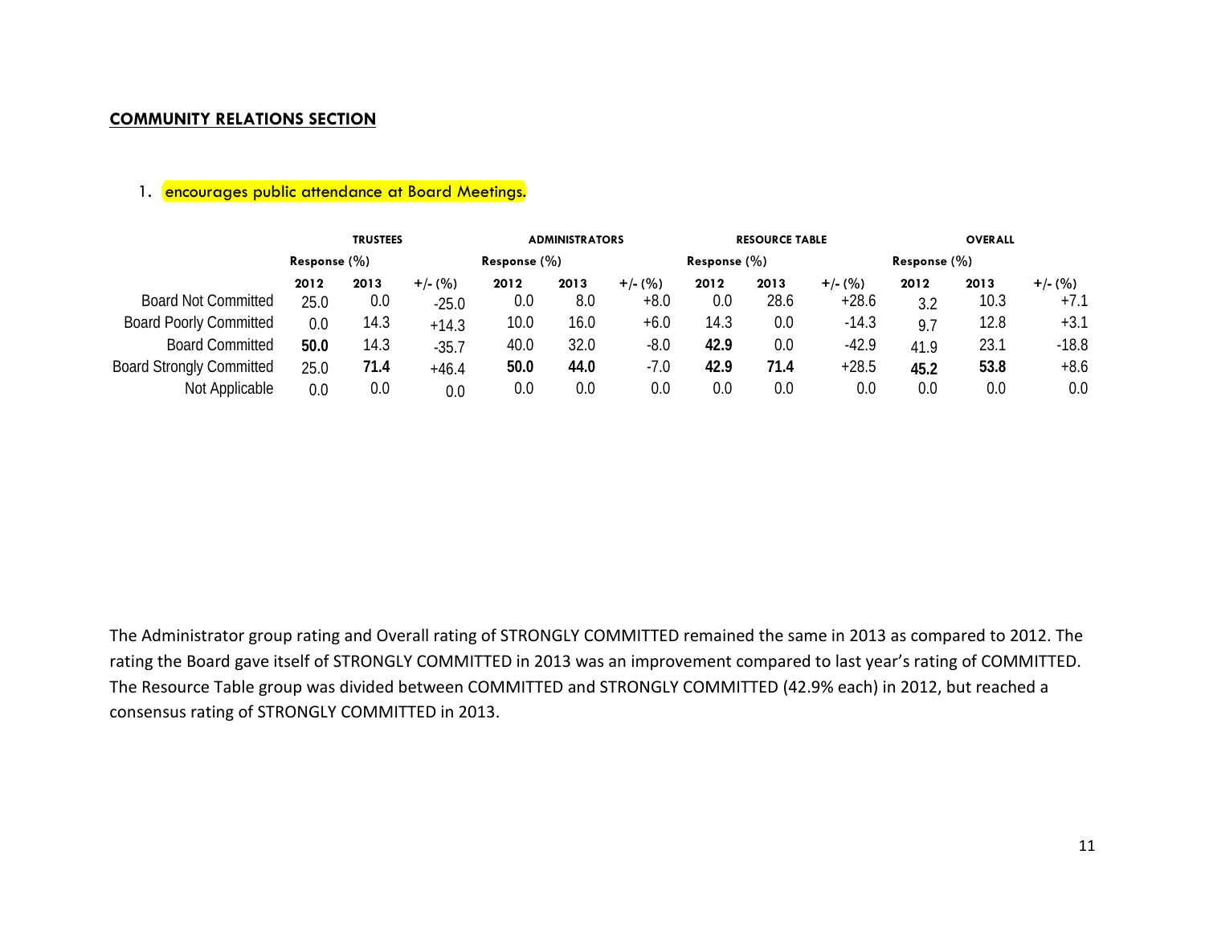**COMMUNITY RELATIONS SECTION**

1. encourages public attendance at Board Meetings.

| | TRUSTEES | | | ADMINISTRATORS | | | RESOURCE TABLE | | | OVERALL | | |
|---|---|---|---|---|---|---|---|---|---|---|---|---|
| | Response (%) | | | Response (%) | | | Response (%) | | | Response (%) | | |
| | 2012 | 2013 | +/- (%) | 2012 | 2013 | +/- (%) | 2012 | 2013 | +/- (%) | 2012 | 2013 | +/- (%) |
| Board Not Committed | 25.0 | 0.0 | -25.0 | 0.0 | 8.0 | +8.0 | 0.0 | 28.6 | +28.6 | 3.2 | 10.3 | +7.1 |
| Board Poorly Committed | 0.0 | 14.3 | +14.3 | 10.0 | 16.0 | +6.0 | 14.3 | 0.0 | -14.3 | 9.7 | 12.8 | +3.1 |
| Board Committed | **50.0** | 14.3 | -35.7 | 40.0 | 32.0 | -8.0 | **42.9** | 0.0 | -42.9 | 41.9 | 23.1 | -18.8 |
| Board Strongly Committed | 25.0 | **71.4** | +46.4 | **50.0** | **44.0** | -7.0 | **42.9** | **71.4** | +28.5 | **45.2** | **53.8** | +8.6 |
| Not Applicable | 0.0 | 0.0 | 0.0 | 0.0 | 0.0 | 0.0 | 0.0 | 0.0 | 0.0 | 0.0 | 0.0 | 0.0 |

The Administrator group rating and Overall rating of STRONGLY COMMITTED remained the same in 2013 as compared to 2012. The rating the Board gave itself of STRONGLY COMMITTED in 2013 was an improvement compared to last year's rating of COMMITTED. The Resource Table group was divided between COMMITTED and STRONGLY COMMITTED (42.9% each) in 2012, but reached a consensus rating of STRONGLY COMMITTED in 2013.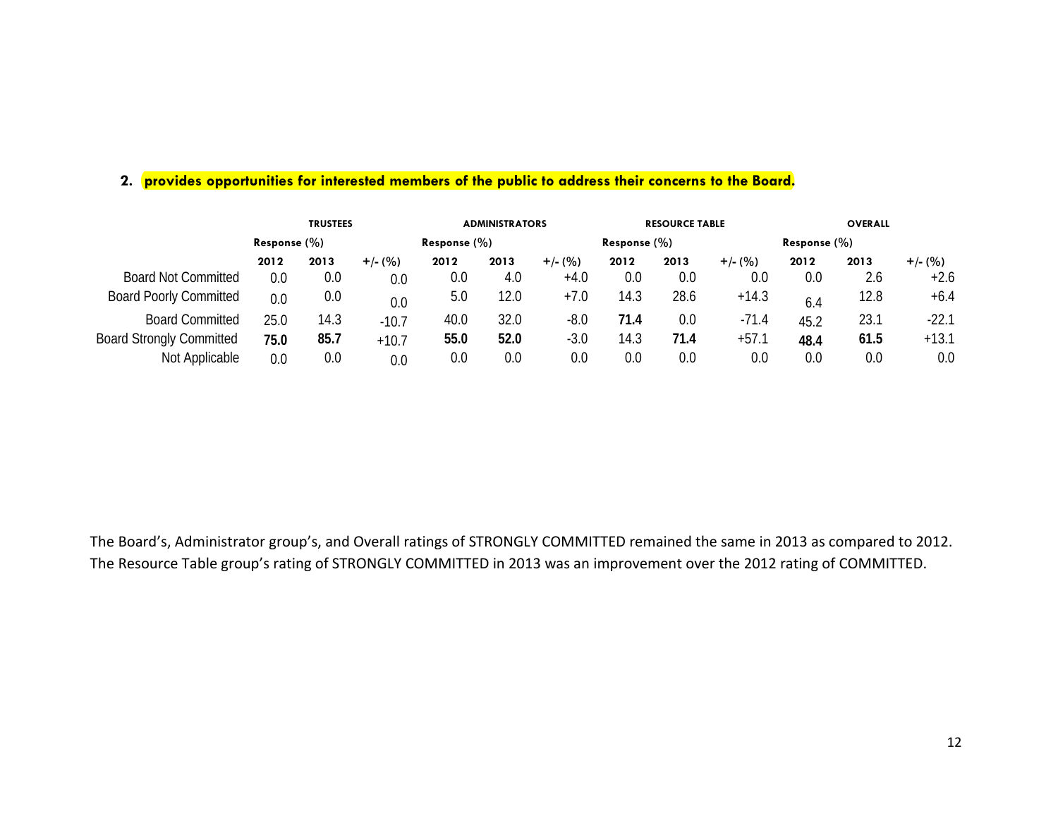**2. provides opportunities for interested members of the public to address their concerns to the Board.**

| | TRUSTEES | | | ADMINISTRATORS | | | RESOURCE TABLE | | | OVERALL | | |
|---|---|---|---|---|---|---|---|---|---|---|---|---|
| | Response (%) | | | Response (%) | | | Response (%) | | | Response (%) | | |
| | 2012 | 2013 | +/- (%) | 2012 | 2013 | +/- (%) | 2012 | 2013 | +/- (%) | 2012 | 2013 | +/- (%) |
| Board Not Committed | 0.0 | 0.0 | 0.0 | 0.0 | 4.0 | +4.0 | 0.0 | 0.0 | 0.0 | 0.0 | 2.6 | +2.6 |
| Board Poorly Committed | 0.0 | 0.0 | 0.0 | 5.0 | 12.0 | +7.0 | 14.3 | 28.6 | +14.3 | 6.4 | 12.8 | +6.4 |
| Board Committed | 25.0 | 14.3 | -10.7 | 40.0 | 32.0 | -8.0 | **71.4** | 0.0 | -71.4 | 45.2 | 23.1 | -22.1 |
| Board Strongly Committed | **75.0** | **85.7** | +10.7 | **55.0** | **52.0** | -3.0 | 14.3 | **71.4** | +57.1 | **48.4** | **61.5** | +13.1 |
| Not Applicable | 0.0 | 0.0 | 0.0 | 0.0 | 0.0 | 0.0 | 0.0 | 0.0 | 0.0 | 0.0 | 0.0 | 0.0 |

The Board's, Administrator group's, and Overall ratings of STRONGLY COMMITTED remained the same in 2013 as compared to 2012. The Resource Table group's rating of STRONGLY COMMITTED in 2013 was an improvement over the 2012 rating of COMMITTED.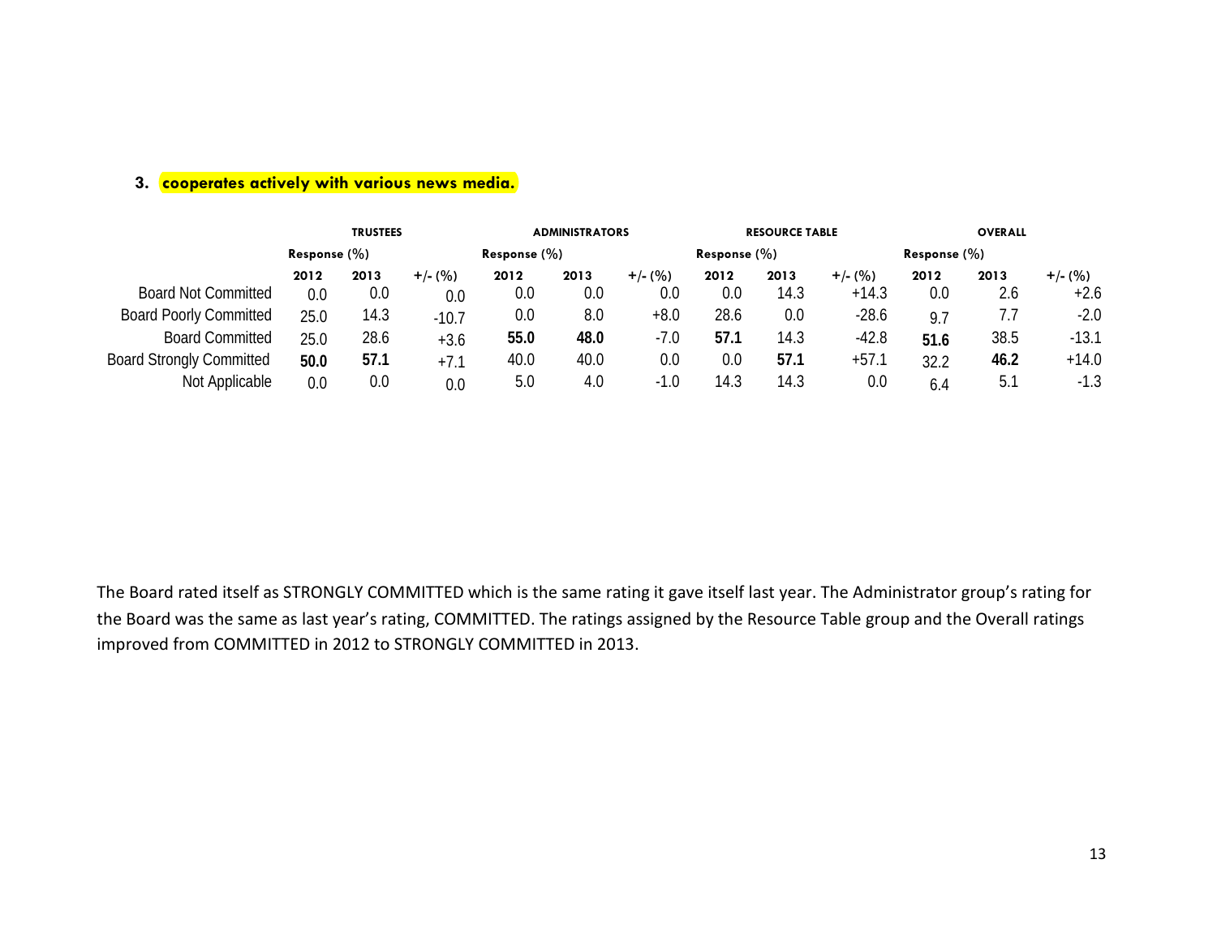### 3. cooperates actively with various news media.

| | TRUSTEES | | | ADMINISTRATORS | | | RESOURCE TABLE | | | OVERALL | | |
|---|---|---|---|---|---|---|---|---|---|---|---|---|
| | Response (%) | | | Response (%) | | | Response (%) | | | Response (%) | | |
| | 2012 | 2013 | +/- (%) | 2012 | 2013 | +/- (%) | 2012 | 2013 | +/- (%) | 2012 | 2013 | +/- (%) |
| Board Not Committed | 0.0 | 0.0 | 0.0 | 0.0 | 0.0 | 0.0 | 0.0 | 14.3 | +14.3 | 0.0 | 2.6 | +2.6 |
| Board Poorly Committed | 25.0 | 14.3 | -10.7 | 0.0 | 8.0 | +8.0 | 28.6 | 0.0 | -28.6 | 9.7 | 7.7 | -2.0 |
| Board Committed | 25.0 | 28.6 | +3.6 | **55.0** | **48.0** | -7.0 | **57.1** | 14.3 | -42.8 | **51.6** | 38.5 | -13.1 |
| Board Strongly Committed | **50.0** | **57.1** | +7.1 | 40.0 | 40.0 | 0.0 | 0.0 | **57.1** | +57.1 | 32.2 | **46.2** | +14.0 |
| Not Applicable | 0.0 | 0.0 | 0.0 | 5.0 | 4.0 | -1.0 | 14.3 | 14.3 | 0.0 | 6.4 | 5.1 | -1.3 |

The Board rated itself as STRONGLY COMMITTED which is the same rating it gave itself last year. The Administrator group's rating for the Board was the same as last year's rating, COMMITTED. The ratings assigned by the Resource Table group and the Overall ratings improved from COMMITTED in 2012 to STRONGLY COMMITTED in 2013.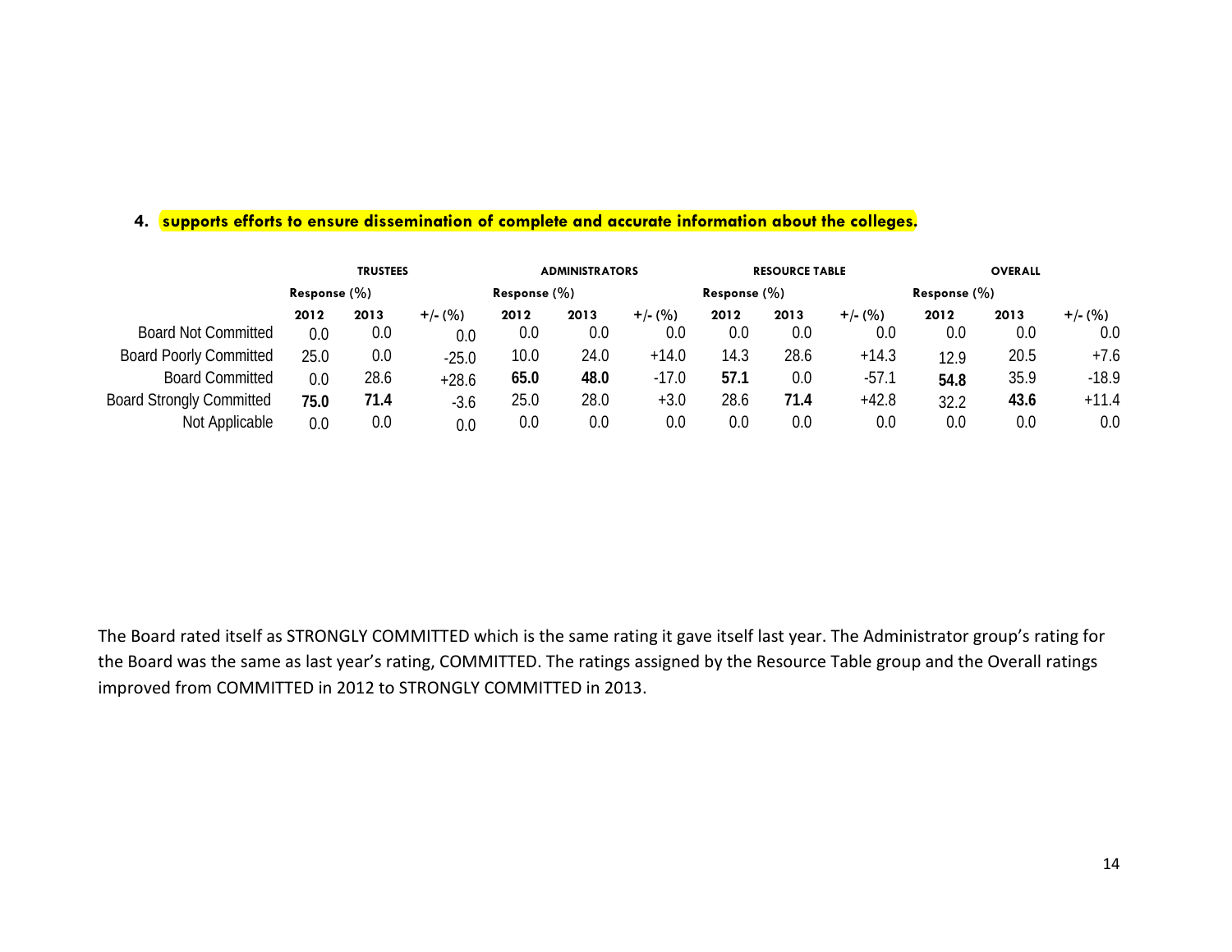**4. supports efforts to ensure dissemination of complete and accurate information about the colleges.**

| | TRUSTEES | | | ADMINISTRATORS | | | RESOURCE TABLE | | | OVERALL | | |
|---|---|---|---|---|---|---|---|---|---|---|---|---|
| | Response (%) | | | Response (%) | | | Response (%) | | | Response (%) | | |
| | 2012 | 2013 | +/- (%) | 2012 | 2013 | +/- (%) | 2012 | 2013 | +/- (%) | 2012 | 2013 | +/- (%) |
| Board Not Committed | 0.0 | 0.0 | 0.0 | 0.0 | 0.0 | 0.0 | 0.0 | 0.0 | 0.0 | 0.0 | 0.0 | 0.0 |
| Board Poorly Committed | 25.0 | 0.0 | -25.0 | 10.0 | 24.0 | +14.0 | 14.3 | 28.6 | +14.3 | 12.9 | 20.5 | +7.6 |
| Board Committed | 0.0 | 28.6 | +28.6 | **65.0** | **48.0** | -17.0 | **57.1** | 0.0 | -57.1 | **54.8** | 35.9 | -18.9 |
| Board Strongly Committed | **75.0** | **71.4** | -3.6 | 25.0 | 28.0 | +3.0 | 28.6 | **71.4** | +42.8 | 32.2 | **43.6** | +11.4 |
| Not Applicable | 0.0 | 0.0 | 0.0 | 0.0 | 0.0 | 0.0 | 0.0 | 0.0 | 0.0 | 0.0 | 0.0 | 0.0 |

The Board rated itself as STRONGLY COMMITTED which is the same rating it gave itself last year. The Administrator group's rating for the Board was the same as last year's rating, COMMITTED. The ratings assigned by the Resource Table group and the Overall ratings improved from COMMITTED in 2012 to STRONGLY COMMITTED in 2013.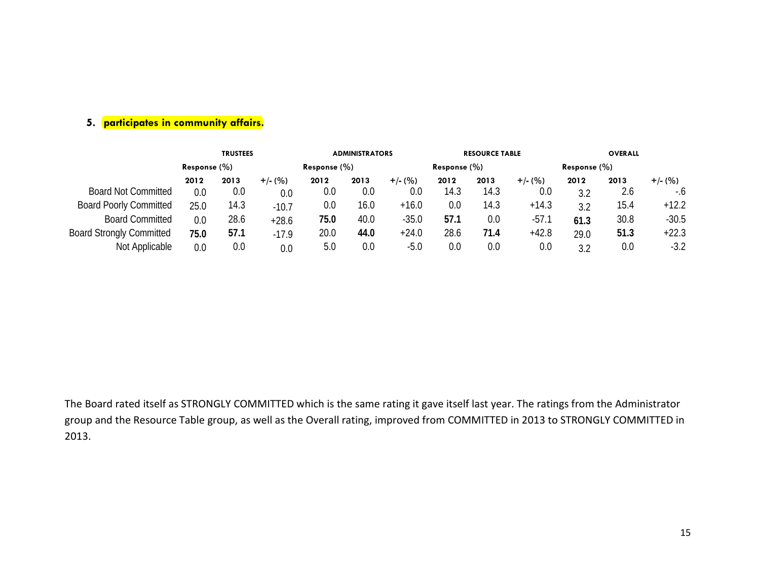**5. participates in community affairs.**

| | TRUSTEES | | | ADMINISTRATORS | | | RESOURCE TABLE | | | OVERALL | | |
|---|---|---|---|---|---|---|---|---|---|---|---|---|
| | Response (%) | | | Response (%) | | | Response (%) | | | Response (%) | | |
| | 2012 | 2013 | +/- (%) | 2012 | 2013 | +/- (%) | 2012 | 2013 | +/- (%) | 2012 | 2013 | +/- (%) |
| Board Not Committed | 0.0 | 0.0 | 0.0 | 0.0 | 0.0 | 0.0 | 14.3 | 14.3 | 0.0 | 3.2 | 2.6 | -.6 |
| Board Poorly Committed | 25.0 | 14.3 | -10.7 | 0.0 | 16.0 | +16.0 | 0.0 | 14.3 | +14.3 | 3.2 | 15.4 | +12.2 |
| Board Committed | 0.0 | 28.6 | +28.6 | **75.0** | 40.0 | -35.0 | **57.1** | 0.0 | -57.1 | **61.3** | 30.8 | -30.5 |
| Board Strongly Committed | **75.0** | **57.1** | -17.9 | 20.0 | **44.0** | +24.0 | 28.6 | **71.4** | +42.8 | 29.0 | **51.3** | +22.3 |
| Not Applicable | 0.0 | 0.0 | 0.0 | 5.0 | 0.0 | -5.0 | 0.0 | 0.0 | 0.0 | 3.2 | 0.0 | -3.2 |

The Board rated itself as STRONGLY COMMITTED which is the same rating it gave itself last year. The ratings from the Administrator group and the Resource Table group, as well as the Overall rating, improved from COMMITTED in 2013 to STRONGLY COMMITTED in 2013.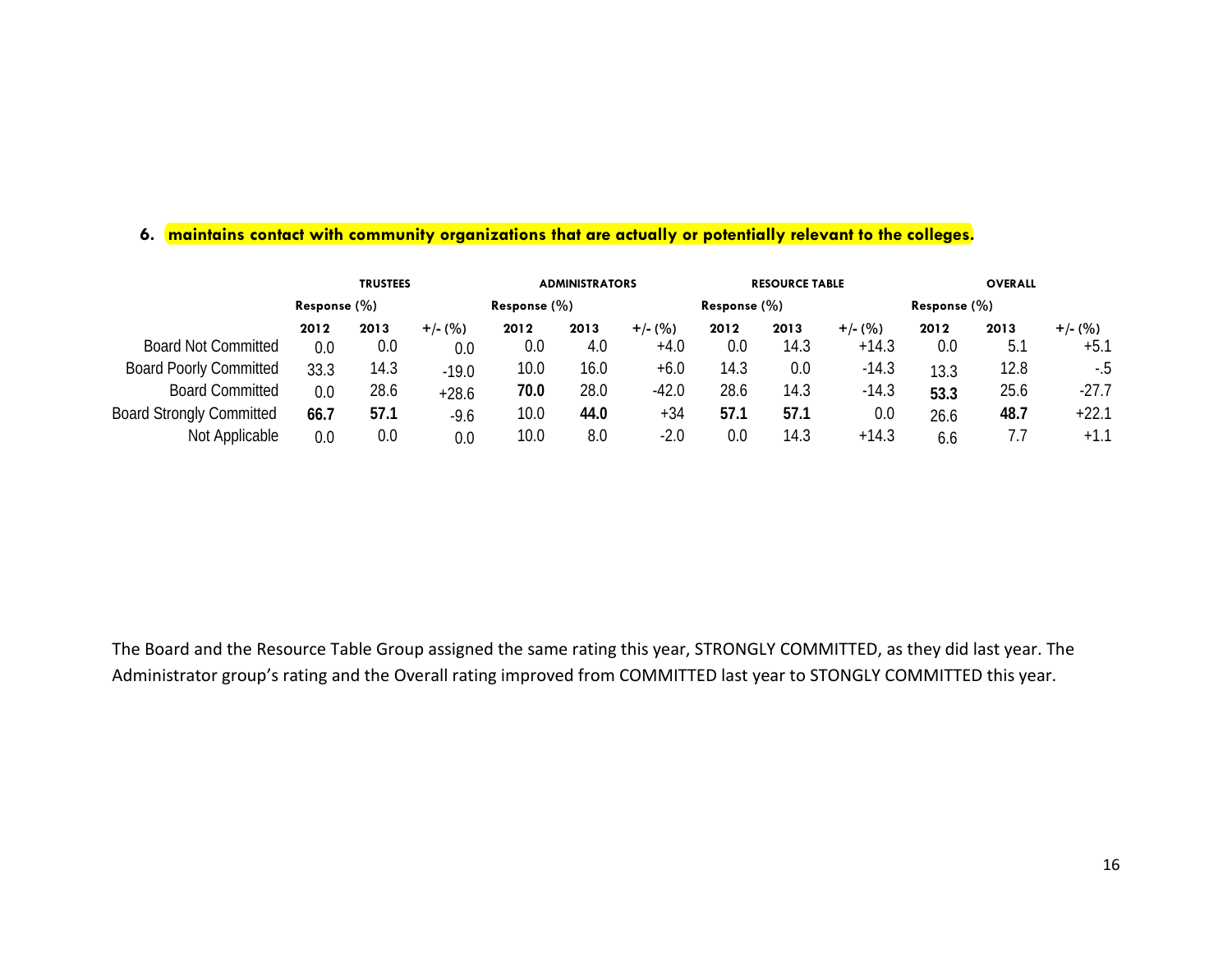**6. maintains contact with community organizations that are actually or potentially relevant to the colleges.**

| | TRUSTEES | | | ADMINISTRATORS | | | RESOURCE TABLE | | | OVERALL | | |
|---|---|---|---|---|---|---|---|---|---|---|---|---|
| | Response (%) | | | Response (%) | | | Response (%) | | | Response (%) | | |
| | 2012 | 2013 | +/- (%) | 2012 | 2013 | +/- (%) | 2012 | 2013 | +/- (%) | 2012 | 2013 | +/- (%) |
| Board Not Committed | 0.0 | 0.0 | 0.0 | 0.0 | 4.0 | +4.0 | 0.0 | 14.3 | +14.3 | 0.0 | 5.1 | +5.1 |
| Board Poorly Committed | 33.3 | 14.3 | -19.0 | 10.0 | 16.0 | +6.0 | 14.3 | 0.0 | -14.3 | 13.3 | 12.8 | -.5 |
| Board Committed | 0.0 | 28.6 | +28.6 | **70.0** | 28.0 | -42.0 | 28.6 | 14.3 | -14.3 | **53.3** | 25.6 | -27.7 |
| Board Strongly Committed | **66.7** | **57.1** | -9.6 | 10.0 | **44.0** | +34 | **57.1** | **57.1** | 0.0 | 26.6 | **48.7** | +22.1 |
| Not Applicable | 0.0 | 0.0 | 0.0 | 10.0 | 8.0 | -2.0 | 0.0 | 14.3 | +14.3 | 6.6 | 7.7 | +1.1 |

The Board and the Resource Table Group assigned the same rating this year, STRONGLY COMMITTED, as they did last year. The Administrator group's rating and the Overall rating improved from COMMITTED last year to STONGLY COMMITTED this year.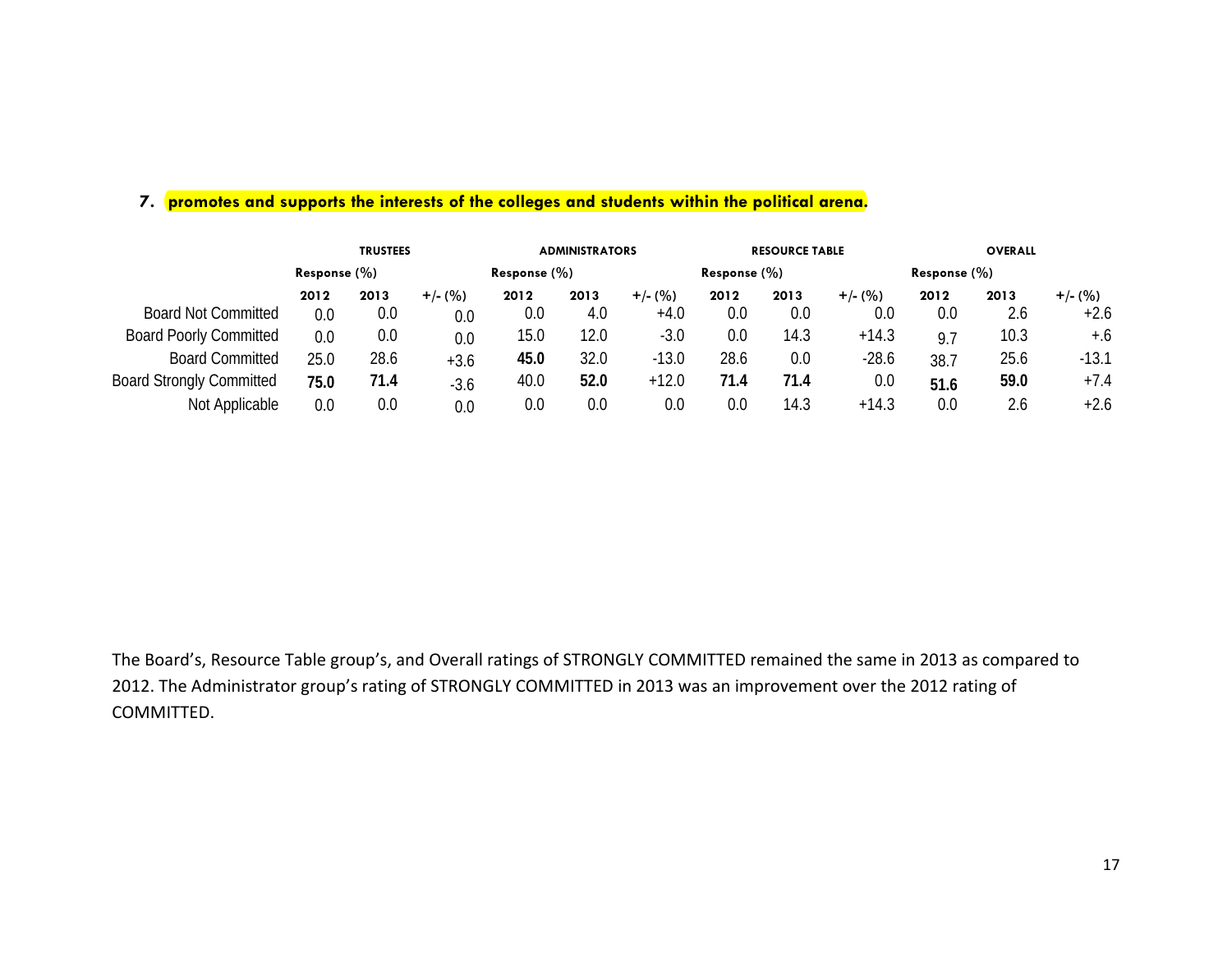**7. promotes and supports the interests of the colleges and students within the political arena.**

| | TRUSTEES | | | ADMINISTRATORS | | | RESOURCE TABLE | | | OVERALL | | |
|---|---|---|---|---|---|---|---|---|---|---|---|---|
| | Response (%) | | | Response (%) | | | Response (%) | | | Response (%) | | |
| | 2012 | 2013 | +/- (%) | 2012 | 2013 | +/- (%) | 2012 | 2013 | +/- (%) | 2012 | 2013 | +/- (%) |
| Board Not Committed | 0.0 | 0.0 | 0.0 | 0.0 | 4.0 | +4.0 | 0.0 | 0.0 | 0.0 | 0.0 | 2.6 | +2.6 |
| Board Poorly Committed | 0.0 | 0.0 | 0.0 | 15.0 | 12.0 | -3.0 | 0.0 | 14.3 | +14.3 | 9.7 | 10.3 | +.6 |
| Board Committed | 25.0 | 28.6 | +3.6 | **45.0** | 32.0 | -13.0 | 28.6 | 0.0 | -28.6 | 38.7 | 25.6 | -13.1 |
| Board Strongly Committed | **75.0** | **71.4** | -3.6 | 40.0 | **52.0** | +12.0 | **71.4** | **71.4** | 0.0 | **51.6** | **59.0** | +7.4 |
| Not Applicable | 0.0 | 0.0 | 0.0 | 0.0 | 0.0 | 0.0 | 0.0 | 14.3 | +14.3 | 0.0 | 2.6 | +2.6 |

The Board's, Resource Table group's, and Overall ratings of STRONGLY COMMITTED remained the same in 2013 as compared to 2012. The Administrator group's rating of STRONGLY COMMITTED in 2013 was an improvement over the 2012 rating of COMMITTED.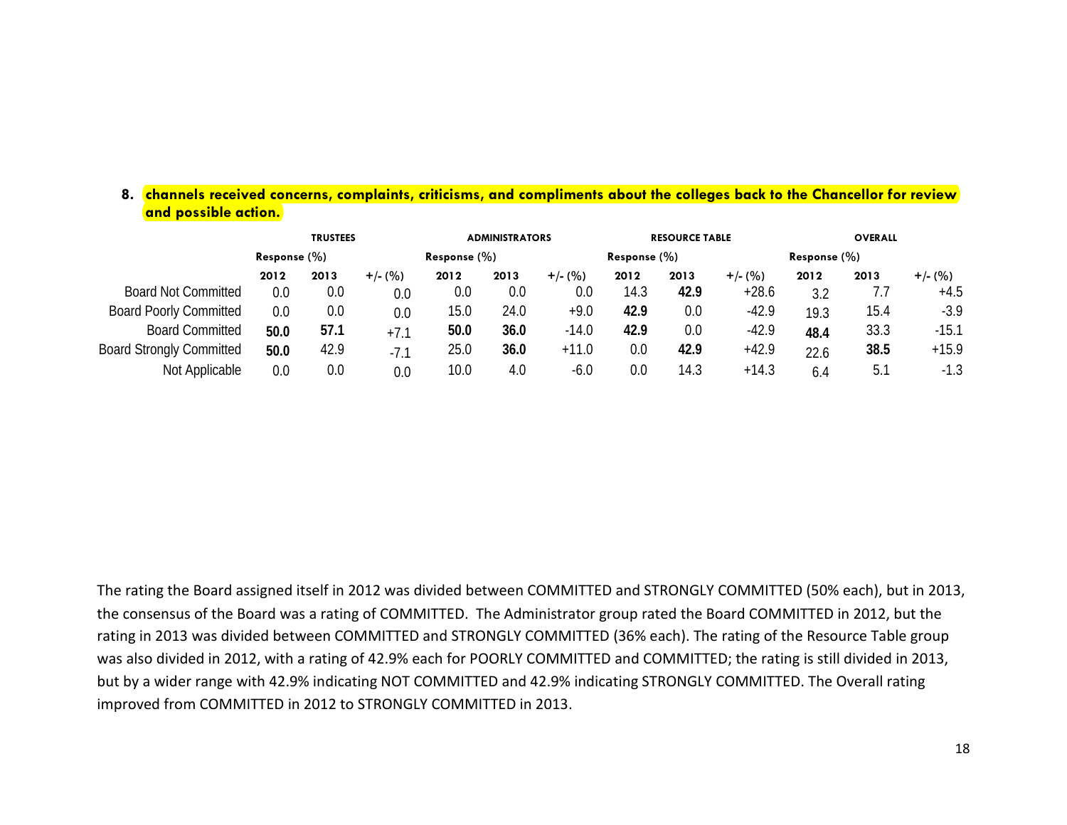**8. channels received concerns, complaints, criticisms, and compliments about the colleges back to the Chancellor for review and possible action.**

| | TRUSTEES | | | ADMINISTRATORS | | | RESOURCE TABLE | | | OVERALL | | |
|---|---|---|---|---|---|---|---|---|---|---|---|---|
| | Response (%) | | | Response (%) | | | Response (%) | | | Response (%) | | |
| | 2012 | 2013 | +/- (%) | 2012 | 2013 | +/- (%) | 2012 | 2013 | +/- (%) | 2012 | 2013 | +/- (%) |
| Board Not Committed | 0.0 | 0.0 | 0.0 | 0.0 | 0.0 | 0.0 | 14.3 | **42.9** | +28.6 | 3.2 | 7.7 | +4.5 |
| Board Poorly Committed | 0.0 | 0.0 | 0.0 | 15.0 | 24.0 | +9.0 | **42.9** | 0.0 | -42.9 | 19.3 | 15.4 | -3.9 |
| Board Committed | **50.0** | **57.1** | +7.1 | **50.0** | **36.0** | -14.0 | **42.9** | 0.0 | -42.9 | **48.4** | 33.3 | -15.1 |
| Board Strongly Committed | **50.0** | 42.9 | -7.1 | 25.0 | **36.0** | +11.0 | 0.0 | **42.9** | +42.9 | 22.6 | **38.5** | +15.9 |
| Not Applicable | 0.0 | 0.0 | 0.0 | 10.0 | 4.0 | -6.0 | 0.0 | 14.3 | +14.3 | 6.4 | 5.1 | -1.3 |

The rating the Board assigned itself in 2012 was divided between COMMITTED and STRONGLY COMMITTED (50% each), but in 2013, the consensus of the Board was a rating of COMMITTED. The Administrator group rated the Board COMMITTED in 2012, but the rating in 2013 was divided between COMMITTED and STRONGLY COMMITTED (36% each). The rating of the Resource Table group was also divided in 2012, with a rating of 42.9% each for POORLY COMMITTED and COMMITTED; the rating is still divided in 2013, but by a wider range with 42.9% indicating NOT COMMITTED and 42.9% indicating STRONGLY COMMITTED. The Overall rating improved from COMMITTED in 2012 to STRONGLY COMMITTED in 2013.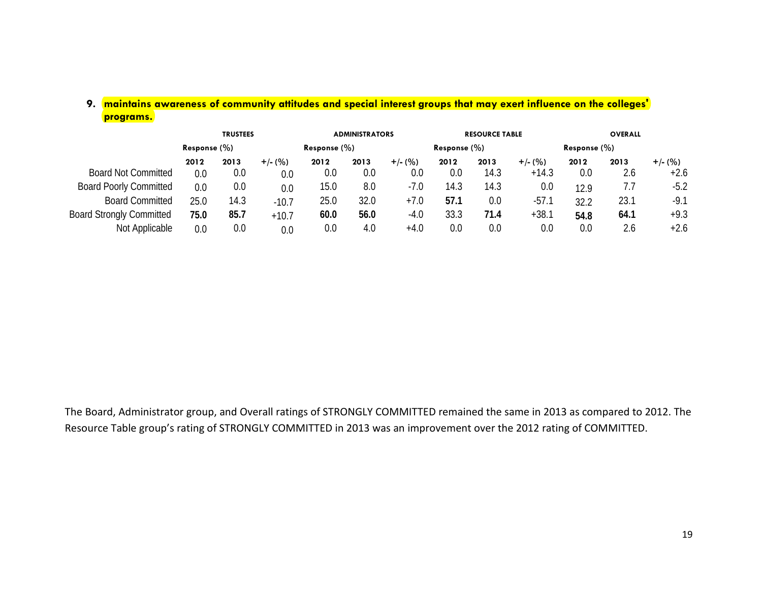**9. maintains awareness of community attitudes and special interest groups that may exert influence on the colleges' programs.**

| | TRUSTEES | | | ADMINISTRATORS | | | RESOURCE TABLE | | | OVERALL | | |
|---|---|---|---|---|---|---|---|---|---|---|---|---|
| | Response (%) | | | Response (%) | | | Response (%) | | | Response (%) | | |
| | 2012 | 2013 | +/- (%) | 2012 | 2013 | +/- (%) | 2012 | 2013 | +/- (%) | 2012 | 2013 | +/- (%) |
| Board Not Committed | 0.0 | 0.0 | 0.0 | 0.0 | 0.0 | 0.0 | 0.0 | 14.3 | +14.3 | 0.0 | 2.6 | +2.6 |
| Board Poorly Committed | 0.0 | 0.0 | 0.0 | 15.0 | 8.0 | -7.0 | 14.3 | 14.3 | 0.0 | 12.9 | 7.7 | -5.2 |
| Board Committed | 25.0 | 14.3 | -10.7 | 25.0 | 32.0 | +7.0 | **57.1** | 0.0 | -57.1 | 32.2 | 23.1 | -9.1 |
| Board Strongly Committed | **75.0** | **85.7** | +10.7 | **60.0** | **56.0** | -4.0 | 33.3 | **71.4** | +38.1 | **54.8** | **64.1** | +9.3 |
| Not Applicable | 0.0 | 0.0 | 0.0 | 0.0 | 4.0 | +4.0 | 0.0 | 0.0 | 0.0 | 0.0 | 2.6 | +2.6 |

The Board, Administrator group, and Overall ratings of STRONGLY COMMITTED remained the same in 2013 as compared to 2012. The Resource Table group's rating of STRONGLY COMMITTED in 2013 was an improvement over the 2012 rating of COMMITTED.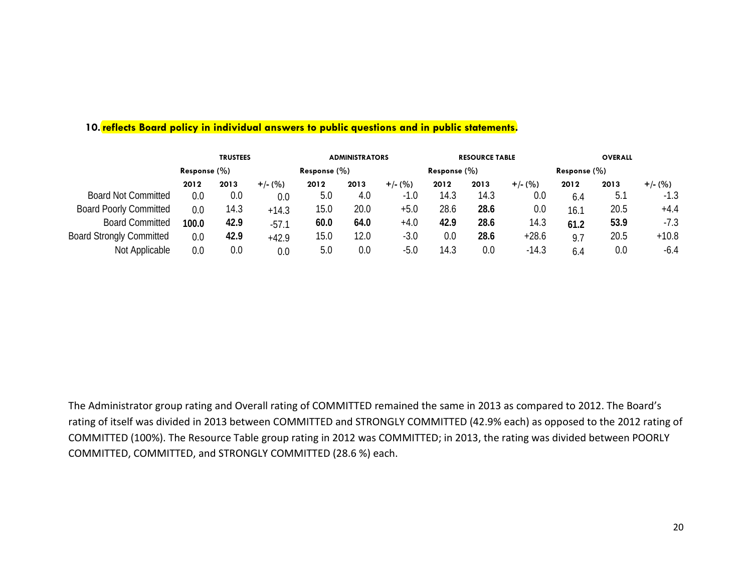**10. reflects Board policy in individual answers to public questions and in public statements.**

| | TRUSTEES | | | ADMINISTRATORS | | | RESOURCE TABLE | | | OVERALL | | |
|---|---|---|---|---|---|---|---|---|---|---|---|---|
| | Response (%) | | | Response (%) | | | Response (%) | | | Response (%) | | |
| | 2012 | 2013 | +/- (%) | 2012 | 2013 | +/- (%) | 2012 | 2013 | +/- (%) | 2012 | 2013 | +/- (%) |
| Board Not Committed | 0.0 | 0.0 | 0.0 | 5.0 | 4.0 | -1.0 | 14.3 | 14.3 | 0.0 | 6.4 | 5.1 | -1.3 |
| Board Poorly Committed | 0.0 | 14.3 | +14.3 | 15.0 | 20.0 | +5.0 | 28.6 | **28.6** | 0.0 | 16.1 | 20.5 | +4.4 |
| Board Committed | **100.0** | **42.9** | -57.1 | **60.0** | **64.0** | +4.0 | **42.9** | **28.6** | 14.3 | **61.2** | **53.9** | -7.3 |
| Board Strongly Committed | 0.0 | **42.9** | +42.9 | 15.0 | 12.0 | -3.0 | 0.0 | **28.6** | +28.6 | 9.7 | 20.5 | +10.8 |
| Not Applicable | 0.0 | 0.0 | 0.0 | 5.0 | 0.0 | -5.0 | 14.3 | 0.0 | -14.3 | 6.4 | 0.0 | -6.4 |

The Administrator group rating and Overall rating of COMMITTED remained the same in 2013 as compared to 2012. The Board's rating of itself was divided in 2013 between COMMITTED and STRONGLY COMMITTED (42.9% each) as opposed to the 2012 rating of COMMITTED (100%). The Resource Table group rating in 2012 was COMMITTED; in 2013, the rating was divided between POORLY COMMITTED, COMMITTED, and STRONGLY COMMITTED (28.6 %) each.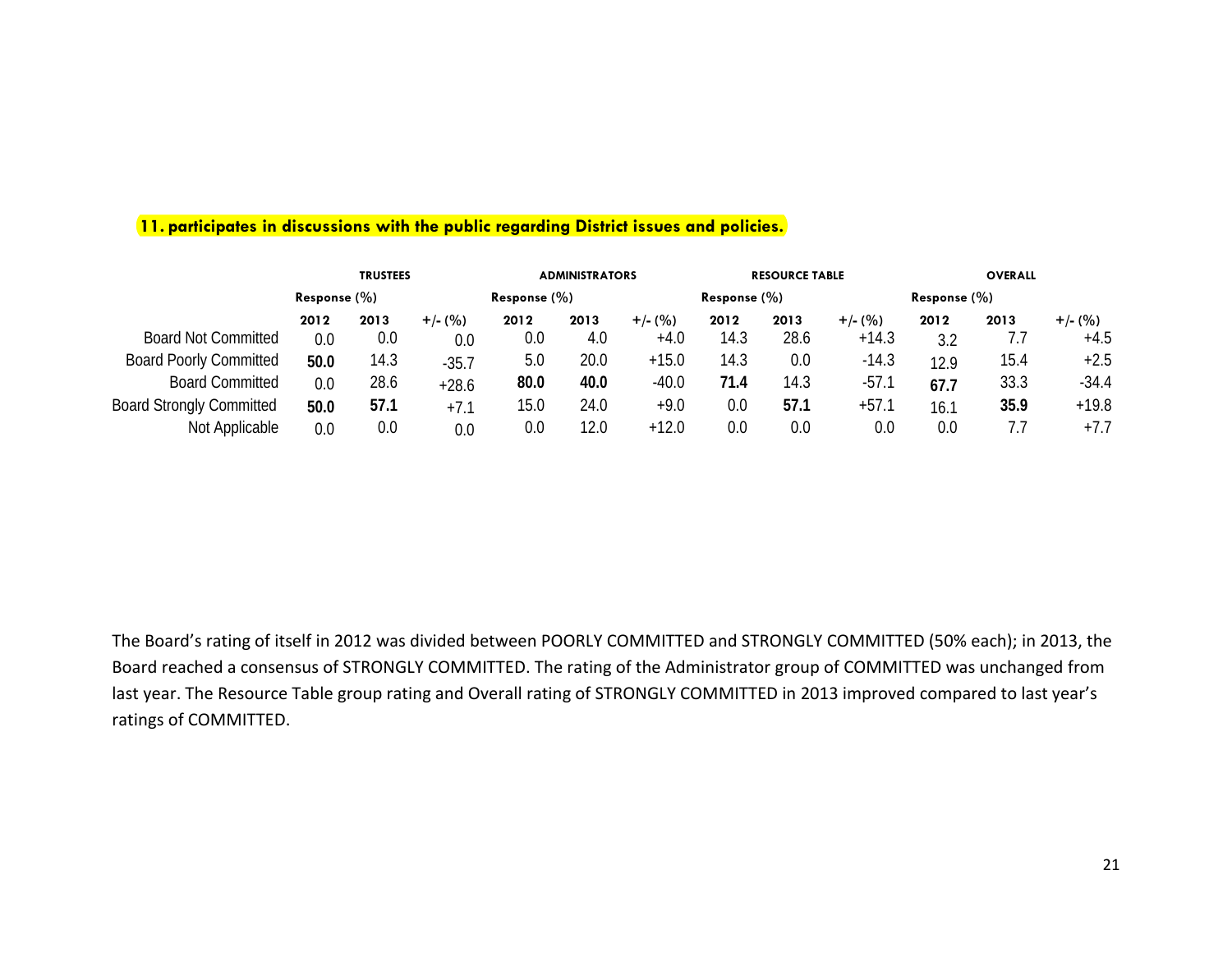**11. participates in discussions with the public regarding District issues and policies.**

| | TRUSTEES | | | ADMINISTRATORS | | | RESOURCE TABLE | | | OVERALL | | |
|---|---|---|---|---|---|---|---|---|---|---|---|---|
| | Response (%) | | | Response (%) | | | Response (%) | | | Response (%) | | |
| | 2012 | 2013 | +/- (%) | 2012 | 2013 | +/- (%) | 2012 | 2013 | +/- (%) | 2012 | 2013 | +/- (%) |
| Board Not Committed | 0.0 | 0.0 | 0.0 | 0.0 | 4.0 | +4.0 | 14.3 | 28.6 | +14.3 | 3.2 | 7.7 | +4.5 |
| Board Poorly Committed | **50.0** | 14.3 | -35.7 | 5.0 | 20.0 | +15.0 | 14.3 | 0.0 | -14.3 | 12.9 | 15.4 | +2.5 |
| Board Committed | 0.0 | 28.6 | +28.6 | **80.0** | **40.0** | -40.0 | **71.4** | 14.3 | -57.1 | **67.7** | 33.3 | -34.4 |
| Board Strongly Committed | **50.0** | **57.1** | +7.1 | 15.0 | 24.0 | +9.0 | 0.0 | **57.1** | +57.1 | 16.1 | **35.9** | +19.8 |
| Not Applicable | 0.0 | 0.0 | 0.0 | 0.0 | 12.0 | +12.0 | 0.0 | 0.0 | 0.0 | 0.0 | 7.7 | +7.7 |

The Board's rating of itself in 2012 was divided between POORLY COMMITTED and STRONGLY COMMITTED (50% each); in 2013, the Board reached a consensus of STRONGLY COMMITTED. The rating of the Administrator group of COMMITTED was unchanged from last year. The Resource Table group rating and Overall rating of STRONGLY COMMITTED in 2013 improved compared to last year's ratings of COMMITTED.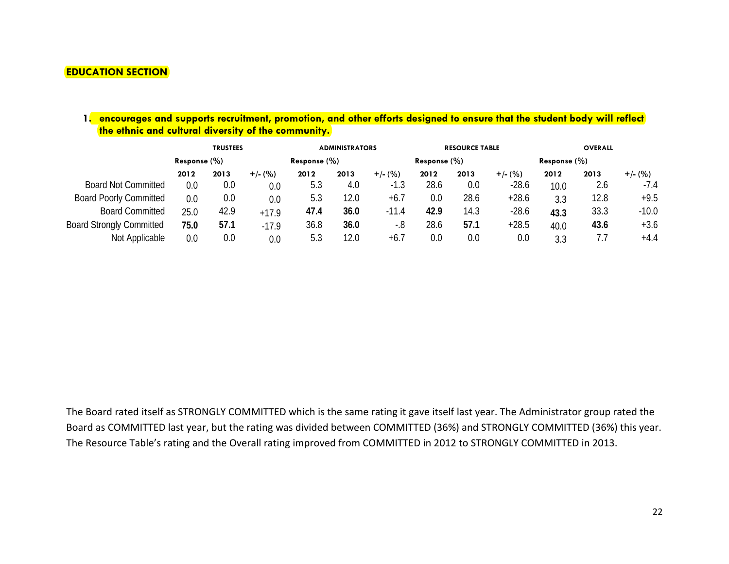## EDUCATION SECTION

**1. encourages and supports recruitment, promotion, and other efforts designed to ensure that the student body will reflect the ethnic and cultural diversity of the community.**

| | TRUSTEES | | | ADMINISTRATORS | | | RESOURCE TABLE | | | OVERALL | | |
|---|---|---|---|---|---|---|---|---|---|---|---|---|
| | Response (%) | | | Response (%) | | | Response (%) | | | Response (%) | | |
| | 2012 | 2013 | +/- (%) | 2012 | 2013 | +/- (%) | 2012 | 2013 | +/- (%) | 2012 | 2013 | +/- (%) |
| Board Not Committed | 0.0 | 0.0 | 0.0 | 5.3 | 4.0 | -1.3 | 28.6 | 0.0 | -28.6 | 10.0 | 2.6 | -7.4 |
| Board Poorly Committed | 0.0 | 0.0 | 0.0 | 5.3 | 12.0 | +6.7 | 0.0 | 28.6 | +28.6 | 3.3 | 12.8 | +9.5 |
| Board Committed | 25.0 | 42.9 | +17.9 | **47.4** | **36.0** | -11.4 | **42.9** | 14.3 | -28.6 | **43.3** | 33.3 | -10.0 |
| Board Strongly Committed | **75.0** | **57.1** | -17.9 | 36.8 | **36.0** | -.8 | 28.6 | **57.1** | +28.5 | 40.0 | **43.6** | +3.6 |
| Not Applicable | 0.0 | 0.0 | 0.0 | 5.3 | 12.0 | +6.7 | 0.0 | 0.0 | 0.0 | 3.3 | 7.7 | +4.4 |

The Board rated itself as STRONGLY COMMITTED which is the same rating it gave itself last year. The Administrator group rated the Board as COMMITTED last year, but the rating was divided between COMMITTED (36%) and STRONGLY COMMITTED (36%) this year. The Resource Table's rating and the Overall rating improved from COMMITTED in 2012 to STRONGLY COMMITTED in 2013.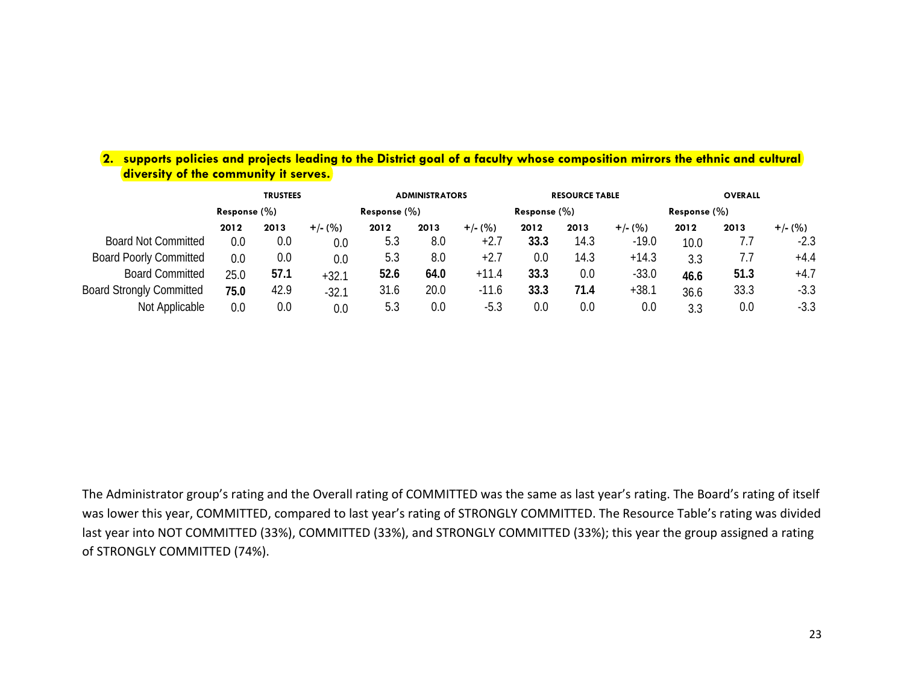**2. supports policies and projects leading to the District goal of a faculty whose composition mirrors the ethnic and cultural diversity of the community it serves.**

| | TRUSTEES | | | ADMINISTRATORS | | | RESOURCE TABLE | | | OVERALL | | |
|---|---|---|---|---|---|---|---|---|---|---|---|---|
| | Response (%) | | | Response (%) | | | Response (%) | | | Response (%) | | |
| | 2012 | 2013 | +/- (%) | 2012 | 2013 | +/- (%) | 2012 | 2013 | +/- (%) | 2012 | 2013 | +/- (%) |
| Board Not Committed | 0.0 | 0.0 | 0.0 | 5.3 | 8.0 | +2.7 | **33.3** | 14.3 | -19.0 | 10.0 | 7.7 | -2.3 |
| Board Poorly Committed | 0.0 | 0.0 | 0.0 | 5.3 | 8.0 | +2.7 | 0.0 | 14.3 | +14.3 | 3.3 | 7.7 | +4.4 |
| Board Committed | 25.0 | **57.1** | +32.1 | **52.6** | **64.0** | +11.4 | **33.3** | 0.0 | -33.0 | **46.6** | **51.3** | +4.7 |
| Board Strongly Committed | **75.0** | 42.9 | -32.1 | 31.6 | 20.0 | -11.6 | **33.3** | **71.4** | +38.1 | 36.6 | 33.3 | -3.3 |
| Not Applicable | 0.0 | 0.0 | 0.0 | 5.3 | 0.0 | -5.3 | 0.0 | 0.0 | 0.0 | 3.3 | 0.0 | -3.3 |

The Administrator group's rating and the Overall rating of COMMITTED was the same as last year's rating. The Board's rating of itself was lower this year, COMMITTED, compared to last year's rating of STRONGLY COMMITTED. The Resource Table's rating was divided last year into NOT COMMITTED (33%), COMMITTED (33%), and STRONGLY COMMITTED (33%); this year the group assigned a rating of STRONGLY COMMITTED (74%).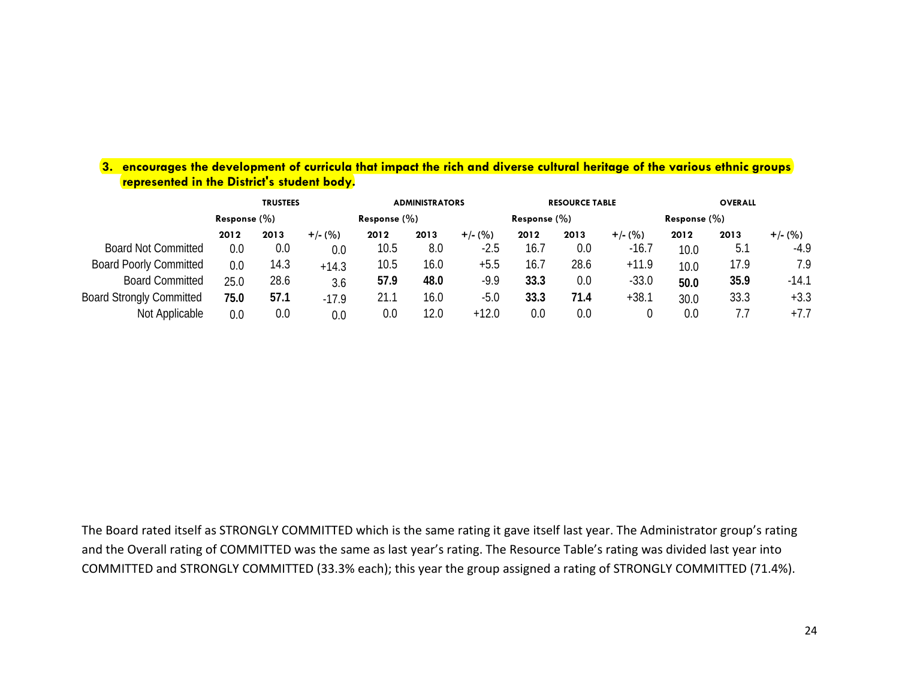**3. encourages the development of curricula that impact the rich and diverse cultural heritage of the various ethnic groups represented in the District's student body.**

| | TRUSTEES | | | ADMINISTRATORS | | | RESOURCE TABLE | | | OVERALL | | |
|---|---|---|---|---|---|---|---|---|---|---|---|---|
| | Response (%) | | | Response (%) | | | Response (%) | | | Response (%) | | |
| | 2012 | 2013 | +/- (%) | 2012 | 2013 | +/- (%) | 2012 | 2013 | +/- (%) | 2012 | 2013 | +/- (%) |
| Board Not Committed | 0.0 | 0.0 | 0.0 | 10.5 | 8.0 | -2.5 | 16.7 | 0.0 | -16.7 | 10.0 | 5.1 | -4.9 |
| Board Poorly Committed | 0.0 | 14.3 | +14.3 | 10.5 | 16.0 | +5.5 | 16.7 | 28.6 | +11.9 | 10.0 | 17.9 | 7.9 |
| Board Committed | 25.0 | 28.6 | 3.6 | **57.9** | **48.0** | -9.9 | **33.3** | 0.0 | -33.0 | **50.0** | **35.9** | -14.1 |
| Board Strongly Committed | **75.0** | **57.1** | -17.9 | 21.1 | 16.0 | -5.0 | **33.3** | **71.4** | +38.1 | 30.0 | 33.3 | +3.3 |
| Not Applicable | 0.0 | 0.0 | 0.0 | 0.0 | 12.0 | +12.0 | 0.0 | 0.0 | 0 | 0.0 | 7.7 | +7.7 |

The Board rated itself as STRONGLY COMMITTED which is the same rating it gave itself last year. The Administrator group's rating and the Overall rating of COMMITTED was the same as last year's rating. The Resource Table's rating was divided last year into COMMITTED and STRONGLY COMMITTED (33.3% each); this year the group assigned a rating of STRONGLY COMMITTED (71.4%).